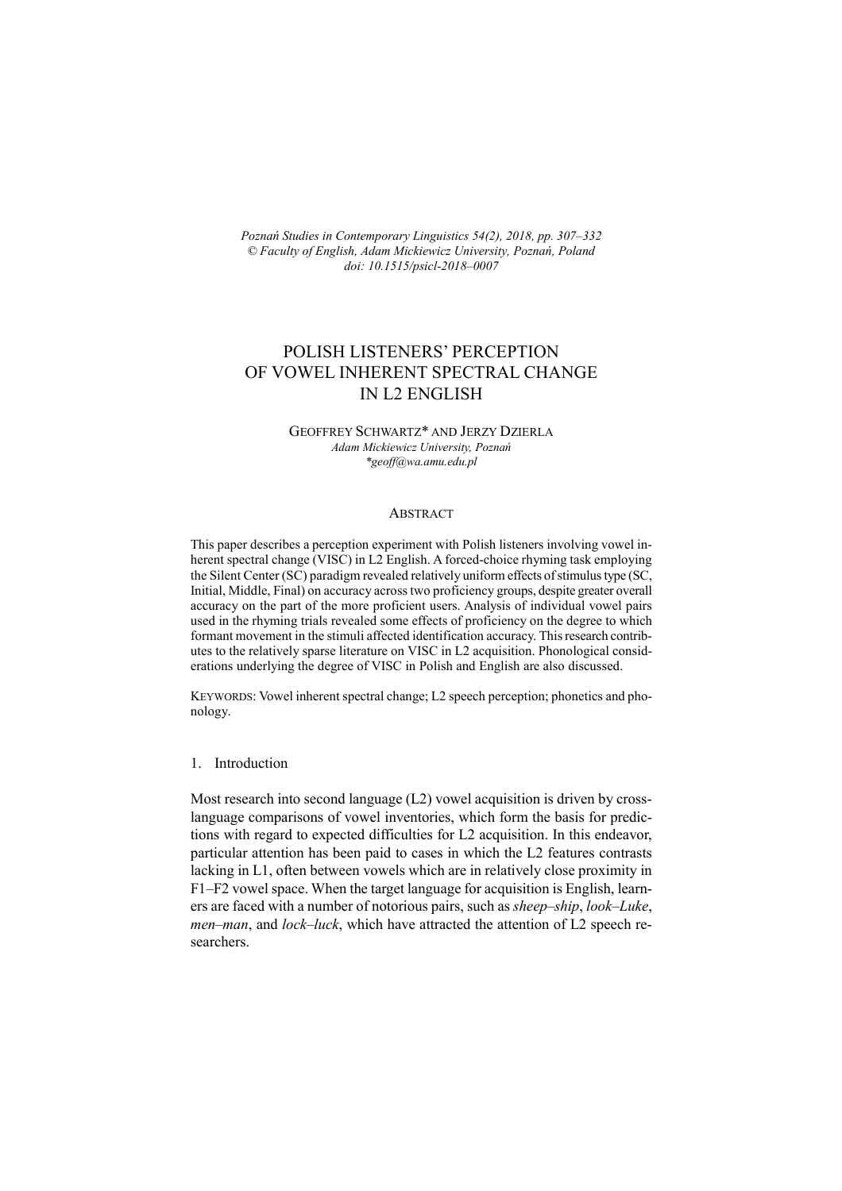*Poznań Studies in Contemporary Linguistics 54(2), 2018, pp. 307–332*
*© Faculty of English, Adam Mickiewicz University, Poznań, Poland*
*doi: 10.1515/psicl-2018–0007*

# POLISH LISTENERS' PERCEPTION OF VOWEL INHERENT SPECTRAL CHANGE IN L2 ENGLISH

GEOFFREY SCHWARTZ* AND JERZY DZIERLA
*Adam Mickiewicz University, Poznań*
*\*geoff@wa.amu.edu.pl*

## ABSTRACT

This paper describes a perception experiment with Polish listeners involving vowel inherent spectral change (VISC) in L2 English. A forced-choice rhyming task employing the Silent Center (SC) paradigm revealed relatively uniform effects of stimulus type (SC, Initial, Middle, Final) on accuracy across two proficiency groups, despite greater overall accuracy on the part of the more proficient users. Analysis of individual vowel pairs used in the rhyming trials revealed some effects of proficiency on the degree to which formant movement in the stimuli affected identification accuracy. This research contributes to the relatively sparse literature on VISC in L2 acquisition. Phonological considerations underlying the degree of VISC in Polish and English are also discussed.

KEYWORDS: Vowel inherent spectral change; L2 speech perception; phonetics and phonology.

## 1. Introduction

Most research into second language (L2) vowel acquisition is driven by cross-language comparisons of vowel inventories, which form the basis for predictions with regard to expected difficulties for L2 acquisition. In this endeavor, particular attention has been paid to cases in which the L2 features contrasts lacking in L1, often between vowels which are in relatively close proximity in F1–F2 vowel space. When the target language for acquisition is English, learners are faced with a number of notorious pairs, such as *sheep–ship*, *look–Luke*, *men–man*, and *lock–luck*, which have attracted the attention of L2 speech researchers.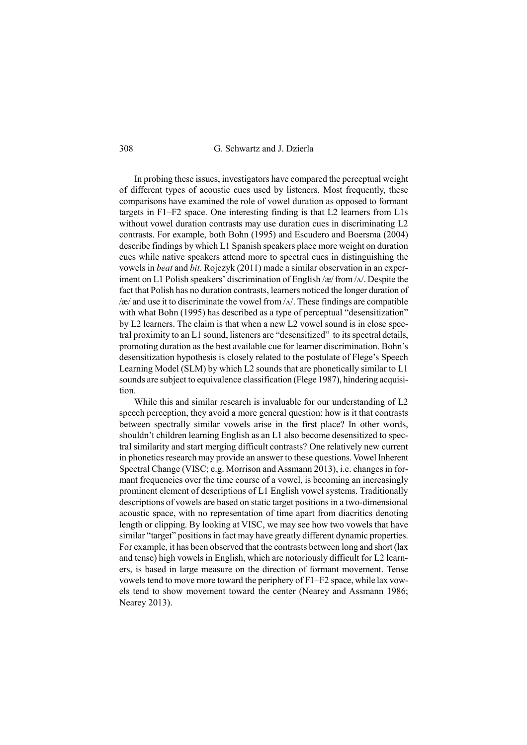In probing these issues, investigators have compared the perceptual weight of different types of acoustic cues used by listeners. Most frequently, these comparisons have examined the role of vowel duration as opposed to formant targets in F1–F2 space. One interesting finding is that L2 learners from L1s without vowel duration contrasts may use duration cues in discriminating L2 contrasts. For example, both Bohn (1995) and Escudero and Boersma (2004) describe findings by which L1 Spanish speakers place more weight on duration cues while native speakers attend more to spectral cues in distinguishing the vowels in *beat* and *bit*. Rojczyk (2011) made a similar observation in an experiment on L1 Polish speakers' discrimination of English /æ/ from /ʌ/. Despite the fact that Polish has no duration contrasts, learners noticed the longer duration of /æ/ and use it to discriminate the vowel from /ʌ/. These findings are compatible with what Bohn (1995) has described as a type of perceptual "desensitization" by L2 learners. The claim is that when a new L2 vowel sound is in close spectral proximity to an L1 sound, listeners are "desensitized" to its spectral details, promoting duration as the best available cue for learner discrimination. Bohn's desensitization hypothesis is closely related to the postulate of Flege's Speech Learning Model (SLM) by which L2 sounds that are phonetically similar to L1 sounds are subject to equivalence classification (Flege 1987), hindering acquisition.

While this and similar research is invaluable for our understanding of L2 speech perception, they avoid a more general question: how is it that contrasts between spectrally similar vowels arise in the first place? In other words, shouldn't children learning English as an L1 also become desensitized to spectral similarity and start merging difficult contrasts? One relatively new current in phonetics research may provide an answer to these questions. Vowel Inherent Spectral Change (VISC; e.g. Morrison and Assmann 2013), i.e. changes in formant frequencies over the time course of a vowel, is becoming an increasingly prominent element of descriptions of L1 English vowel systems. Traditionally descriptions of vowels are based on static target positions in a two-dimensional acoustic space, with no representation of time apart from diacritics denoting length or clipping. By looking at VISC, we may see how two vowels that have similar "target" positions in fact may have greatly different dynamic properties. For example, it has been observed that the contrasts between long and short (lax and tense) high vowels in English, which are notoriously difficult for L2 learners, is based in large measure on the direction of formant movement. Tense vowels tend to move more toward the periphery of F1–F2 space, while lax vowels tend to show movement toward the center (Nearey and Assmann 1986; Nearey 2013).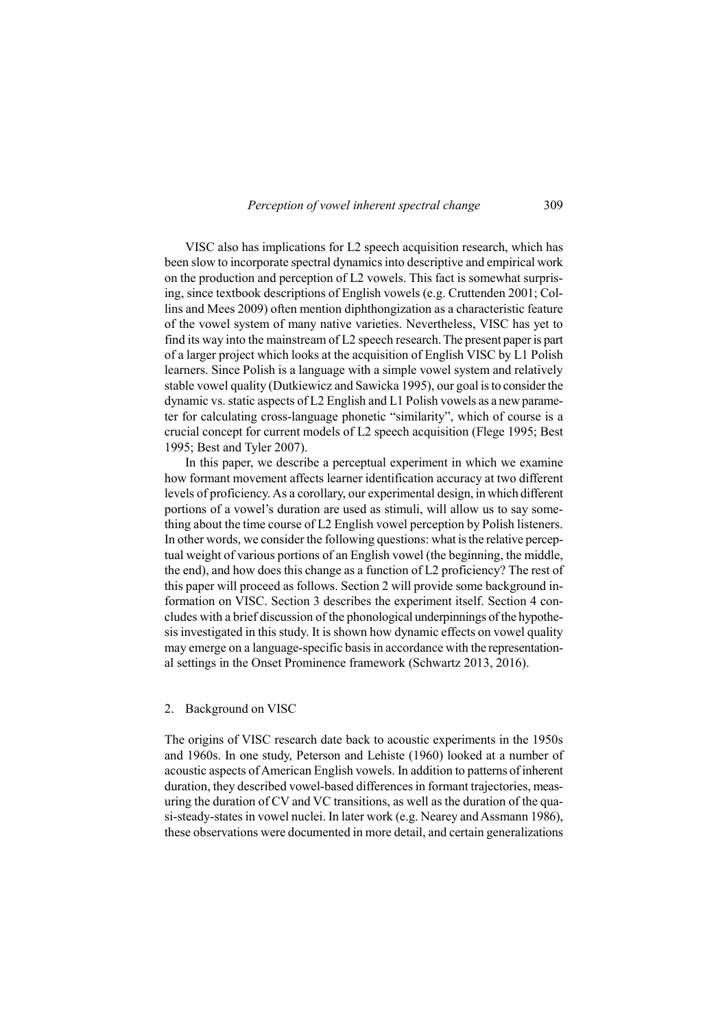VISC also has implications for L2 speech acquisition research, which has been slow to incorporate spectral dynamics into descriptive and empirical work on the production and perception of L2 vowels. This fact is somewhat surprising, since textbook descriptions of English vowels (e.g. Cruttenden 2001; Collins and Mees 2009) often mention diphthongization as a characteristic feature of the vowel system of many native varieties. Nevertheless, VISC has yet to find its way into the mainstream of L2 speech research. The present paper is part of a larger project which looks at the acquisition of English VISC by L1 Polish learners. Since Polish is a language with a simple vowel system and relatively stable vowel quality (Dutkiewicz and Sawicka 1995), our goal is to consider the dynamic vs. static aspects of L2 English and L1 Polish vowels as a new parameter for calculating cross-language phonetic "similarity", which of course is a crucial concept for current models of L2 speech acquisition (Flege 1995; Best 1995; Best and Tyler 2007).

In this paper, we describe a perceptual experiment in which we examine how formant movement affects learner identification accuracy at two different levels of proficiency. As a corollary, our experimental design, in which different portions of a vowel's duration are used as stimuli, will allow us to say something about the time course of L2 English vowel perception by Polish listeners. In other words, we consider the following questions: what is the relative perceptual weight of various portions of an English vowel (the beginning, the middle, the end), and how does this change as a function of L2 proficiency? The rest of this paper will proceed as follows. Section 2 will provide some background information on VISC. Section 3 describes the experiment itself. Section 4 concludes with a brief discussion of the phonological underpinnings of the hypothesis investigated in this study. It is shown how dynamic effects on vowel quality may emerge on a language-specific basis in accordance with the representational settings in the Onset Prominence framework (Schwartz 2013, 2016).

## 2. Background on VISC

The origins of VISC research date back to acoustic experiments in the 1950s and 1960s. In one study, Peterson and Lehiste (1960) looked at a number of acoustic aspects of American English vowels. In addition to patterns of inherent duration, they described vowel-based differences in formant trajectories, measuring the duration of CV and VC transitions, as well as the duration of the quasi-steady-states in vowel nuclei. In later work (e.g. Nearey and Assmann 1986), these observations were documented in more detail, and certain generalizations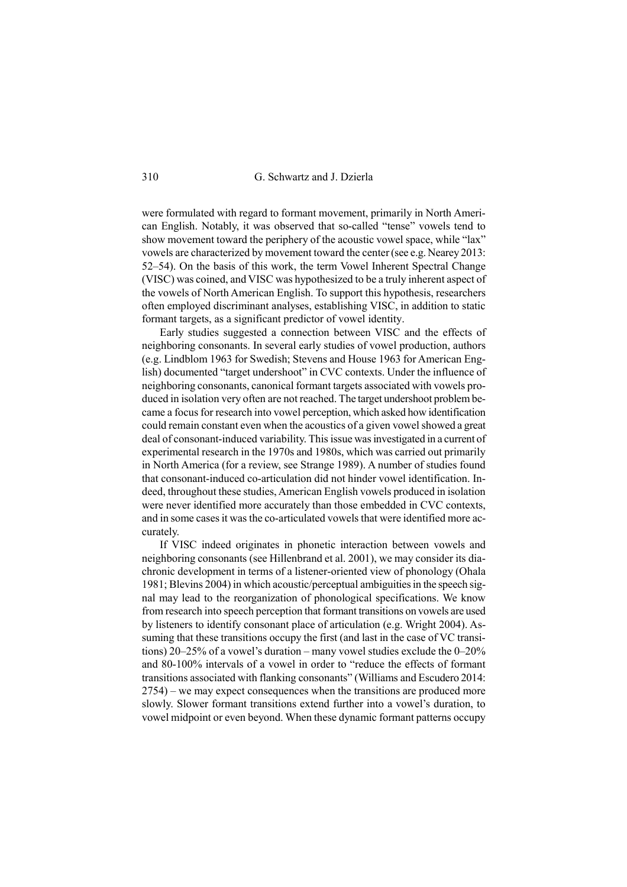were formulated with regard to formant movement, primarily in North American English. Notably, it was observed that so-called "tense" vowels tend to show movement toward the periphery of the acoustic vowel space, while "lax" vowels are characterized by movement toward the center (see e.g. Nearey 2013: 52–54). On the basis of this work, the term Vowel Inherent Spectral Change (VISC) was coined, and VISC was hypothesized to be a truly inherent aspect of the vowels of North American English. To support this hypothesis, researchers often employed discriminant analyses, establishing VISC, in addition to static formant targets, as a significant predictor of vowel identity.

Early studies suggested a connection between VISC and the effects of neighboring consonants. In several early studies of vowel production, authors (e.g. Lindblom 1963 for Swedish; Stevens and House 1963 for American English) documented "target undershoot" in CVC contexts. Under the influence of neighboring consonants, canonical formant targets associated with vowels produced in isolation very often are not reached. The target undershoot problem became a focus for research into vowel perception, which asked how identification could remain constant even when the acoustics of a given vowel showed a great deal of consonant-induced variability. This issue was investigated in a current of experimental research in the 1970s and 1980s, which was carried out primarily in North America (for a review, see Strange 1989). A number of studies found that consonant-induced co-articulation did not hinder vowel identification. Indeed, throughout these studies, American English vowels produced in isolation were never identified more accurately than those embedded in CVC contexts, and in some cases it was the co-articulated vowels that were identified more accurately.

If VISC indeed originates in phonetic interaction between vowels and neighboring consonants (see Hillenbrand et al. 2001), we may consider its diachronic development in terms of a listener-oriented view of phonology (Ohala 1981; Blevins 2004) in which acoustic/perceptual ambiguities in the speech signal may lead to the reorganization of phonological specifications. We know from research into speech perception that formant transitions on vowels are used by listeners to identify consonant place of articulation (e.g. Wright 2004). Assuming that these transitions occupy the first (and last in the case of VC transitions) 20–25% of a vowel's duration – many vowel studies exclude the 0–20% and 80-100% intervals of a vowel in order to "reduce the effects of formant transitions associated with flanking consonants" (Williams and Escudero 2014: 2754) – we may expect consequences when the transitions are produced more slowly. Slower formant transitions extend further into a vowel's duration, to vowel midpoint or even beyond. When these dynamic formant patterns occupy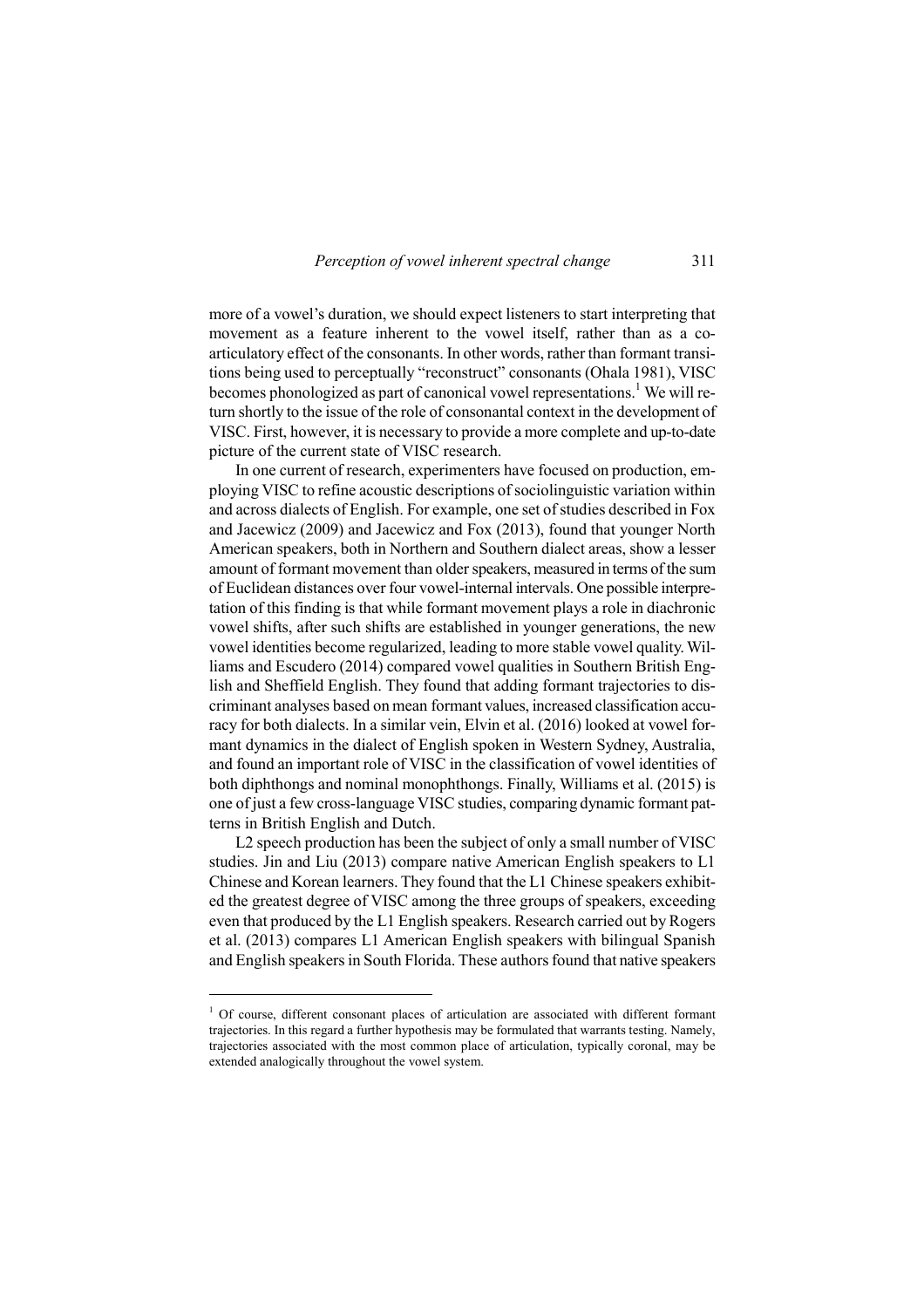more of a vowel's duration, we should expect listeners to start interpreting that movement as a feature inherent to the vowel itself, rather than as a coarticulatory effect of the consonants. In other words, rather than formant transitions being used to perceptually "reconstruct" consonants (Ohala 1981), VISC becomes phonologized as part of canonical vowel representations.[1] We will return shortly to the issue of the role of consonantal context in the development of VISC. First, however, it is necessary to provide a more complete and up-to-date picture of the current state of VISC research.

In one current of research, experimenters have focused on production, employing VISC to refine acoustic descriptions of sociolinguistic variation within and across dialects of English. For example, one set of studies described in Fox and Jacewicz (2009) and Jacewicz and Fox (2013), found that younger North American speakers, both in Northern and Southern dialect areas, show a lesser amount of formant movement than older speakers, measured in terms of the sum of Euclidean distances over four vowel-internal intervals. One possible interpretation of this finding is that while formant movement plays a role in diachronic vowel shifts, after such shifts are established in younger generations, the new vowel identities become regularized, leading to more stable vowel quality. Williams and Escudero (2014) compared vowel qualities in Southern British English and Sheffield English. They found that adding formant trajectories to discriminant analyses based on mean formant values, increased classification accuracy for both dialects. In a similar vein, Elvin et al. (2016) looked at vowel formant dynamics in the dialect of English spoken in Western Sydney, Australia, and found an important role of VISC in the classification of vowel identities of both diphthongs and nominal monophthongs. Finally, Williams et al. (2015) is one of just a few cross-language VISC studies, comparing dynamic formant patterns in British English and Dutch.

L2 speech production has been the subject of only a small number of VISC studies. Jin and Liu (2013) compare native American English speakers to L1 Chinese and Korean learners. They found that the L1 Chinese speakers exhibited the greatest degree of VISC among the three groups of speakers, exceeding even that produced by the L1 English speakers. Research carried out by Rogers et al. (2013) compares L1 American English speakers with bilingual Spanish and English speakers in South Florida. These authors found that native speakers

---

[1] Of course, different consonant places of articulation are associated with different formant trajectories. In this regard a further hypothesis may be formulated that warrants testing. Namely, trajectories associated with the most common place of articulation, typically coronal, may be extended analogically throughout the vowel system.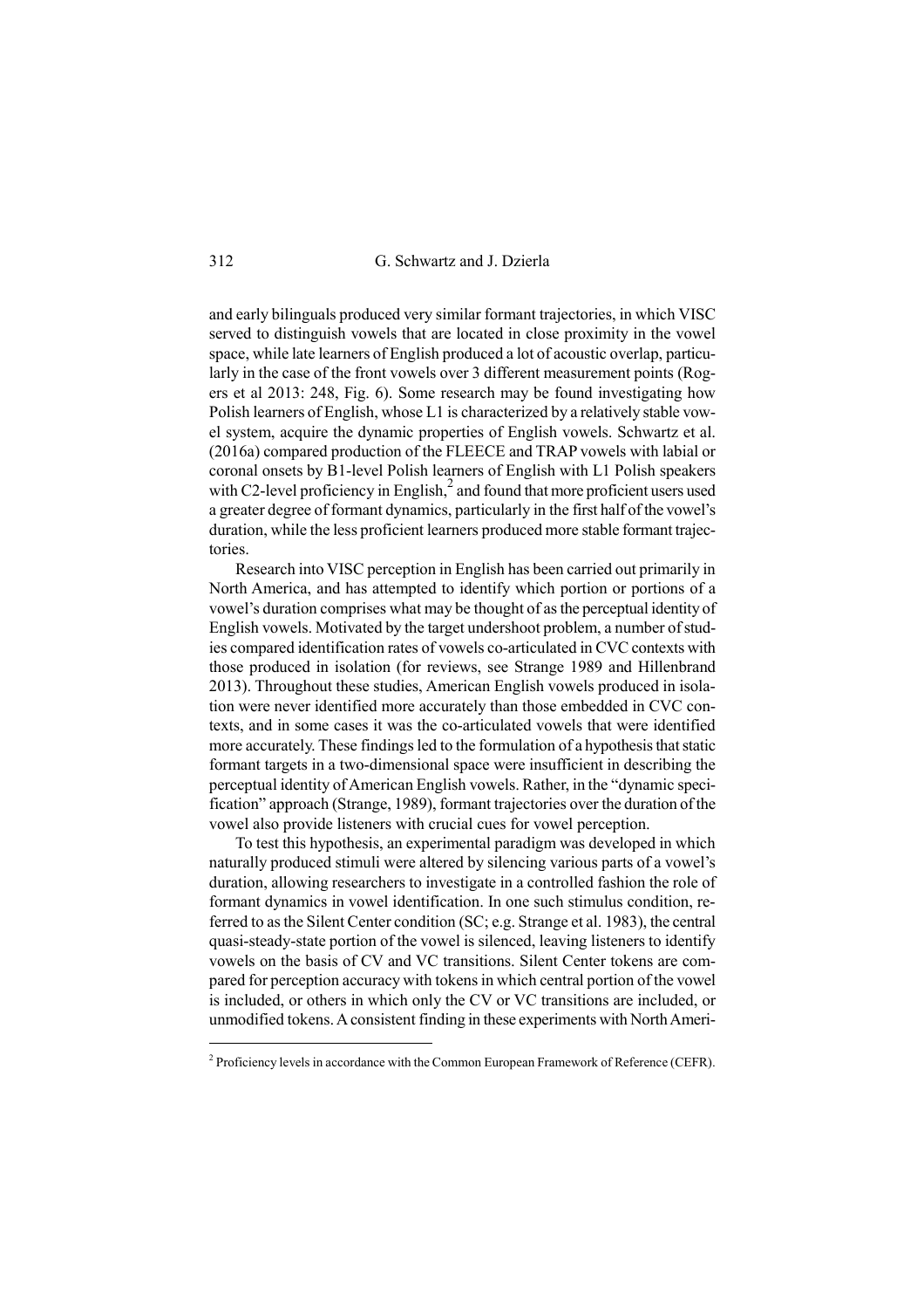and early bilinguals produced very similar formant trajectories, in which VISC served to distinguish vowels that are located in close proximity in the vowel space, while late learners of English produced a lot of acoustic overlap, particularly in the case of the front vowels over 3 different measurement points (Rogers et al 2013: 248, Fig. 6). Some research may be found investigating how Polish learners of English, whose L1 is characterized by a relatively stable vowel system, acquire the dynamic properties of English vowels. Schwartz et al. (2016a) compared production of the FLEECE and TRAP vowels with labial or coronal onsets by B1-level Polish learners of English with L1 Polish speakers with C2-level proficiency in English,[2] and found that more proficient users used a greater degree of formant dynamics, particularly in the first half of the vowel's duration, while the less proficient learners produced more stable formant trajectories.

Research into VISC perception in English has been carried out primarily in North America, and has attempted to identify which portion or portions of a vowel's duration comprises what may be thought of as the perceptual identity of English vowels. Motivated by the target undershoot problem, a number of studies compared identification rates of vowels co-articulated in CVC contexts with those produced in isolation (for reviews, see Strange 1989 and Hillenbrand 2013). Throughout these studies, American English vowels produced in isolation were never identified more accurately than those embedded in CVC contexts, and in some cases it was the co-articulated vowels that were identified more accurately. These findings led to the formulation of a hypothesis that static formant targets in a two-dimensional space were insufficient in describing the perceptual identity of American English vowels. Rather, in the "dynamic specification" approach (Strange, 1989), formant trajectories over the duration of the vowel also provide listeners with crucial cues for vowel perception.

To test this hypothesis, an experimental paradigm was developed in which naturally produced stimuli were altered by silencing various parts of a vowel's duration, allowing researchers to investigate in a controlled fashion the role of formant dynamics in vowel identification. In one such stimulus condition, referred to as the Silent Center condition (SC; e.g. Strange et al. 1983), the central quasi-steady-state portion of the vowel is silenced, leaving listeners to identify vowels on the basis of CV and VC transitions. Silent Center tokens are compared for perception accuracy with tokens in which central portion of the vowel is included, or others in which only the CV or VC transitions are included, or unmodified tokens. A consistent finding in these experiments with North Ameri-

[2] Proficiency levels in accordance with the Common European Framework of Reference (CEFR).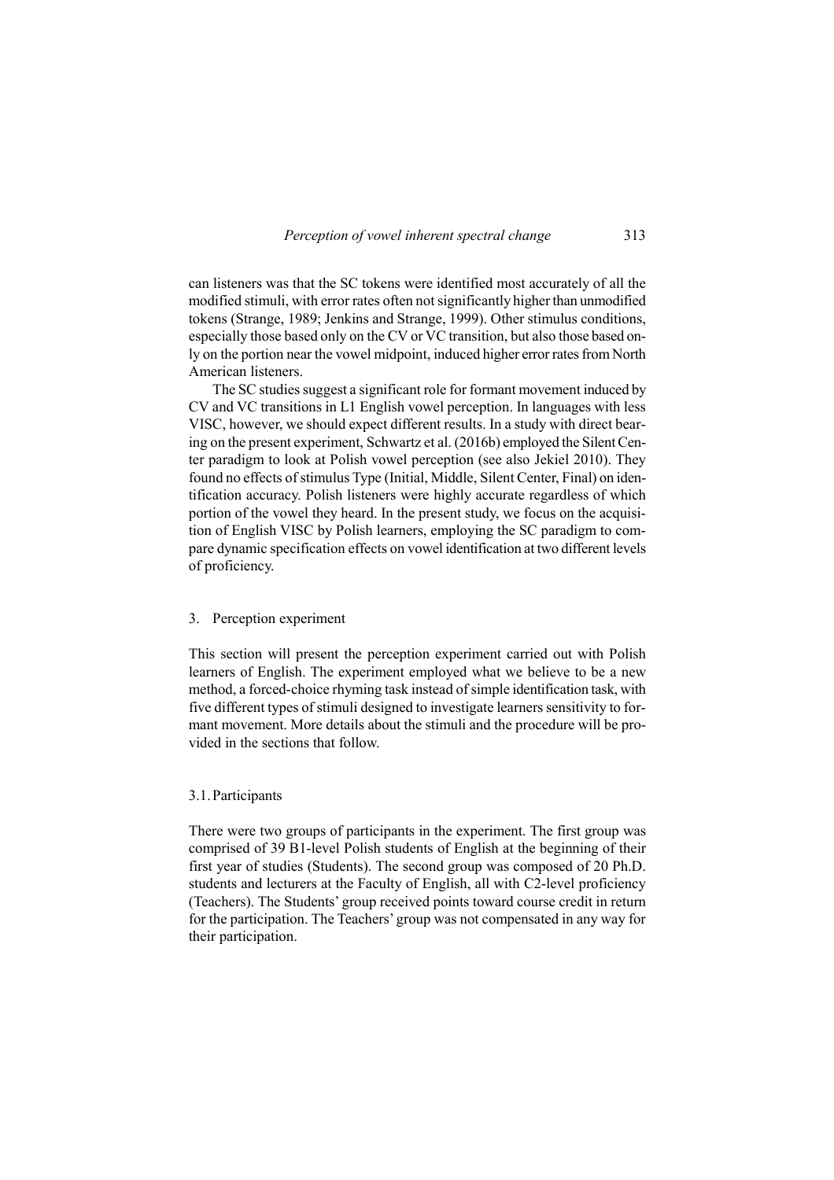can listeners was that the SC tokens were identified most accurately of all the modified stimuli, with error rates often not significantly higher than unmodified tokens (Strange, 1989; Jenkins and Strange, 1999). Other stimulus conditions, especially those based only on the CV or VC transition, but also those based only on the portion near the vowel midpoint, induced higher error rates from North American listeners.

The SC studies suggest a significant role for formant movement induced by CV and VC transitions in L1 English vowel perception. In languages with less VISC, however, we should expect different results. In a study with direct bearing on the present experiment, Schwartz et al. (2016b) employed the Silent Center paradigm to look at Polish vowel perception (see also Jekiel 2010). They found no effects of stimulus Type (Initial, Middle, Silent Center, Final) on identification accuracy. Polish listeners were highly accurate regardless of which portion of the vowel they heard. In the present study, we focus on the acquisition of English VISC by Polish learners, employing the SC paradigm to compare dynamic specification effects on vowel identification at two different levels of proficiency.

## 3. Perception experiment

This section will present the perception experiment carried out with Polish learners of English. The experiment employed what we believe to be a new method, a forced-choice rhyming task instead of simple identification task, with five different types of stimuli designed to investigate learners sensitivity to formant movement. More details about the stimuli and the procedure will be provided in the sections that follow.

### 3.1. Participants

There were two groups of participants in the experiment. The first group was comprised of 39 B1-level Polish students of English at the beginning of their first year of studies (Students). The second group was composed of 20 Ph.D. students and lecturers at the Faculty of English, all with C2-level proficiency (Teachers). The Students' group received points toward course credit in return for the participation. The Teachers' group was not compensated in any way for their participation.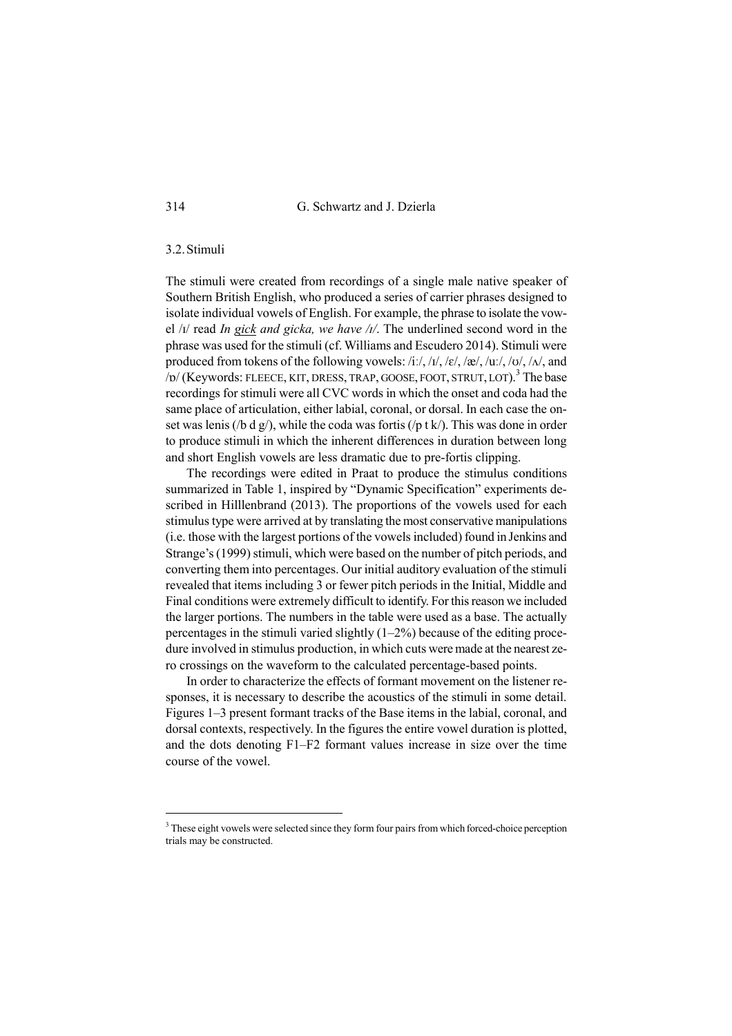### 3.2. Stimuli

The stimuli were created from recordings of a single male native speaker of Southern British English, who produced a series of carrier phrases designed to isolate individual vowels of English. For example, the phrase to isolate the vowel /ɪ/ read *In <u>gick</u> and gicka, we have /ɪ/*. The underlined second word in the phrase was used for the stimuli (cf. Williams and Escudero 2014). Stimuli were produced from tokens of the following vowels: /iː/, /ɪ/, /ɛ/, /æ/, /uː/, /ʊ/, /ʌ/, and /ɒ/ (Keywords: FLEECE, KIT, DRESS, TRAP, GOOSE, FOOT, STRUT, LOT).[3] The base recordings for stimuli were all CVC words in which the onset and coda had the same place of articulation, either labial, coronal, or dorsal. In each case the onset was lenis (/b d g/), while the coda was fortis (/p t k/). This was done in order to produce stimuli in which the inherent differences in duration between long and short English vowels are less dramatic due to pre-fortis clipping.

The recordings were edited in Praat to produce the stimulus conditions summarized in Table 1, inspired by "Dynamic Specification" experiments described in Hilllenbrand (2013). The proportions of the vowels used for each stimulus type were arrived at by translating the most conservative manipulations (i.e. those with the largest portions of the vowels included) found in Jenkins and Strange's (1999) stimuli, which were based on the number of pitch periods, and converting them into percentages. Our initial auditory evaluation of the stimuli revealed that items including 3 or fewer pitch periods in the Initial, Middle and Final conditions were extremely difficult to identify. For this reason we included the larger portions. The numbers in the table were used as a base. The actually percentages in the stimuli varied slightly (1–2%) because of the editing procedure involved in stimulus production, in which cuts were made at the nearest zero crossings on the waveform to the calculated percentage-based points.

In order to characterize the effects of formant movement on the listener responses, it is necessary to describe the acoustics of the stimuli in some detail. Figures 1–3 present formant tracks of the Base items in the labial, coronal, and dorsal contexts, respectively. In the figures the entire vowel duration is plotted, and the dots denoting F1–F2 formant values increase in size over the time course of the vowel.

---

[3] These eight vowels were selected since they form four pairs from which forced-choice perception trials may be constructed.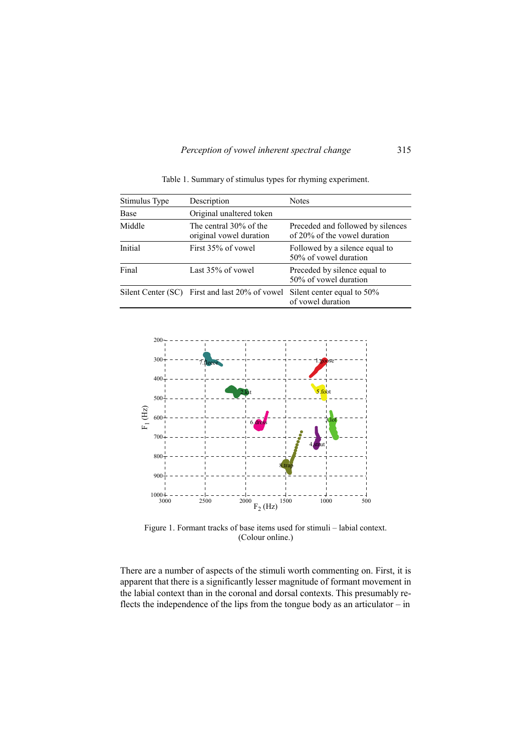Table 1. Summary of stimulus types for rhyming experiment.

| Stimulus Type | Description | Notes |
|---|---|---|
| Base | Original unaltered token | |
| Middle | The central 30% of the original vowel duration | Preceded and followed by silences of 20% of the vowel duration |
| Initial | First 35% of vowel | Followed by a silence equal to 50% of vowel duration |
| Final | Last 35% of vowel | Preceded by silence equal to 50% of vowel duration |
| Silent Center (SC) | First and last 20% of vowel | Silent center equal to 50% of vowel duration |

Figure 1. Formant tracks of base items used for stimuli – labial context. (Colour online.)

There are a number of aspects of the stimuli worth commenting on. First, it is apparent that there is a significantly lesser magnitude of formant movement in the labial context than in the coronal and dorsal contexts. This presumably reflects the independence of the lips from the tongue body as an articulator – in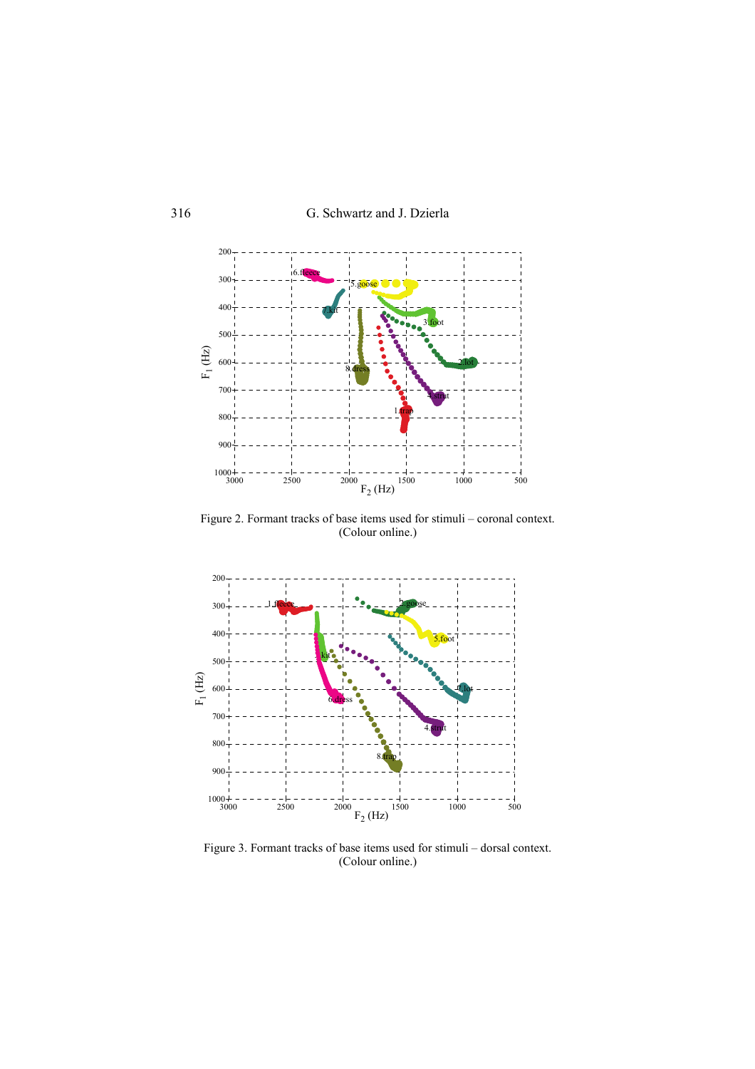Figure 2. Formant tracks of base items used for stimuli – coronal context. (Colour online.)

Figure 3. Formant tracks of base items used for stimuli – dorsal context. (Colour online.)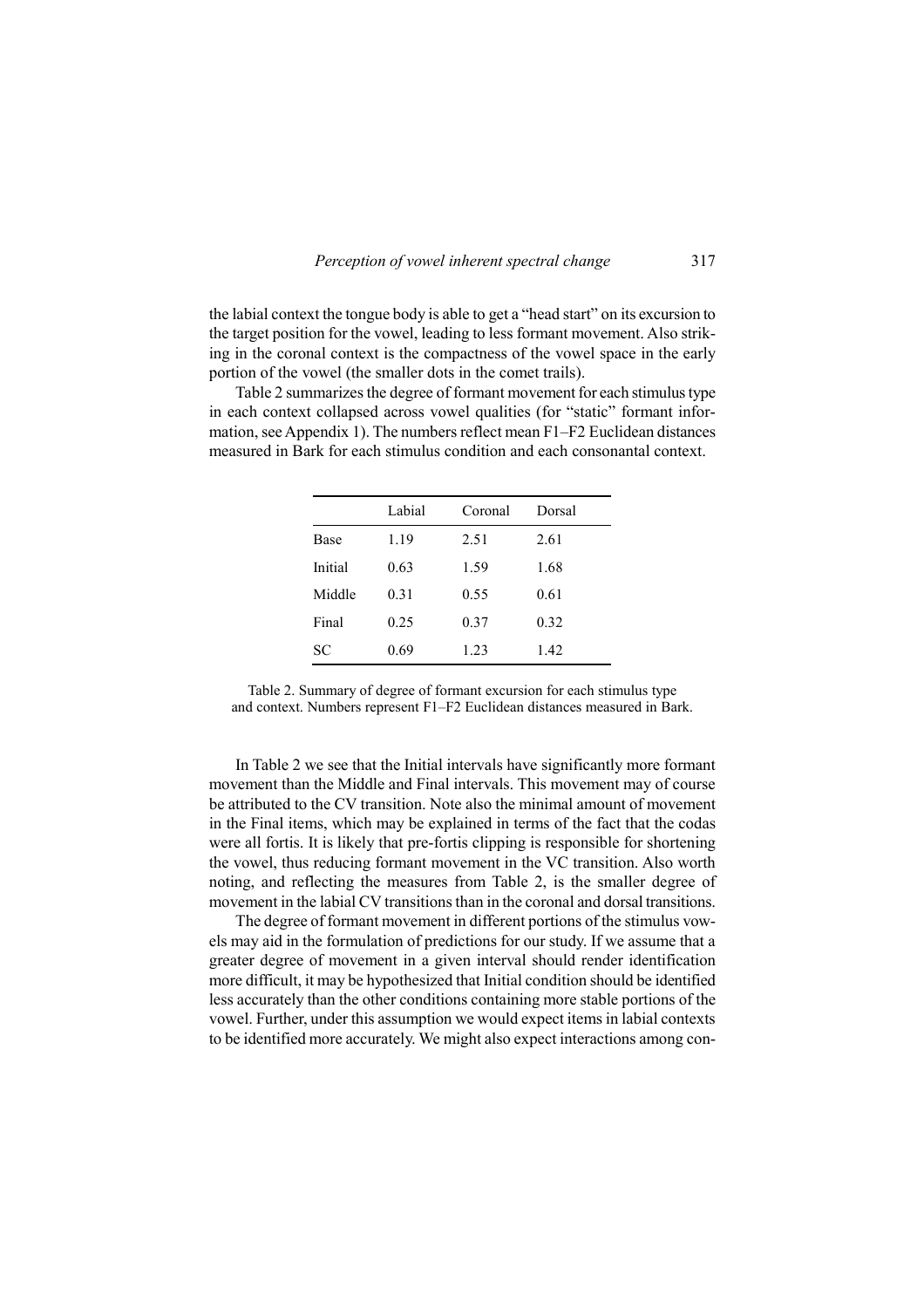the labial context the tongue body is able to get a "head start" on its excursion to the target position for the vowel, leading to less formant movement. Also striking in the coronal context is the compactness of the vowel space in the early portion of the vowel (the smaller dots in the comet trails).

Table 2 summarizes the degree of formant movement for each stimulus type in each context collapsed across vowel qualities (for "static" formant information, see Appendix 1). The numbers reflect mean F1–F2 Euclidean distances measured in Bark for each stimulus condition and each consonantal context.

| | Labial | Coronal | Dorsal |
|---|---|---|---|
| Base | 1.19 | 2.51 | 2.61 |
| Initial | 0.63 | 1.59 | 1.68 |
| Middle | 0.31 | 0.55 | 0.61 |
| Final | 0.25 | 0.37 | 0.32 |
| SC | 0.69 | 1.23 | 1.42 |

Table 2. Summary of degree of formant excursion for each stimulus type and context. Numbers represent F1–F2 Euclidean distances measured in Bark.

In Table 2 we see that the Initial intervals have significantly more formant movement than the Middle and Final intervals. This movement may of course be attributed to the CV transition. Note also the minimal amount of movement in the Final items, which may be explained in terms of the fact that the codas were all fortis. It is likely that pre-fortis clipping is responsible for shortening the vowel, thus reducing formant movement in the VC transition. Also worth noting, and reflecting the measures from Table 2, is the smaller degree of movement in the labial CV transitions than in the coronal and dorsal transitions.

The degree of formant movement in different portions of the stimulus vowels may aid in the formulation of predictions for our study. If we assume that a greater degree of movement in a given interval should render identification more difficult, it may be hypothesized that Initial condition should be identified less accurately than the other conditions containing more stable portions of the vowel. Further, under this assumption we would expect items in labial contexts to be identified more accurately. We might also expect interactions among con-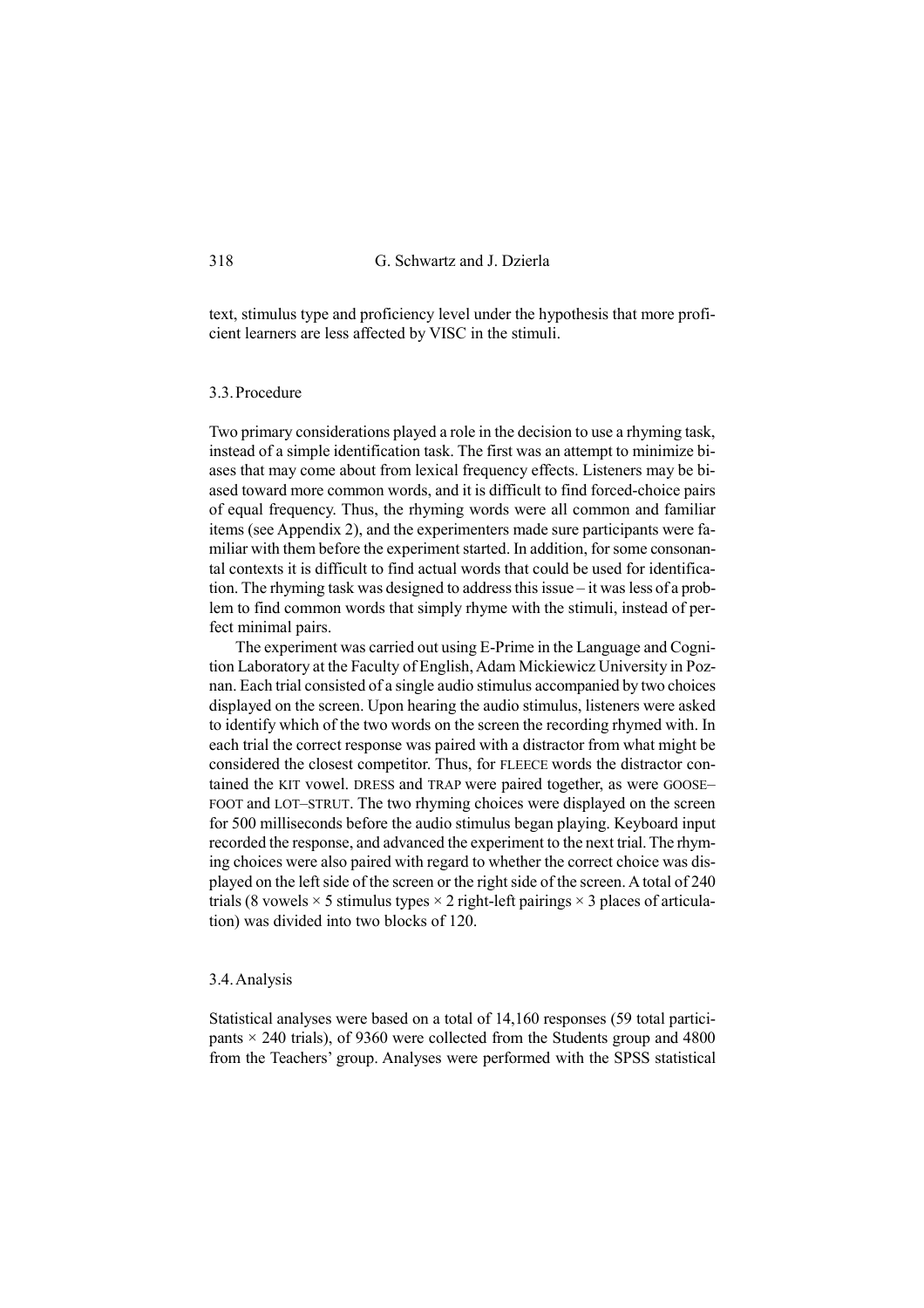text, stimulus type and proficiency level under the hypothesis that more proficient learners are less affected by VISC in the stimuli.

### 3.3. Procedure

Two primary considerations played a role in the decision to use a rhyming task, instead of a simple identification task. The first was an attempt to minimize biases that may come about from lexical frequency effects. Listeners may be biased toward more common words, and it is difficult to find forced-choice pairs of equal frequency. Thus, the rhyming words were all common and familiar items (see Appendix 2), and the experimenters made sure participants were familiar with them before the experiment started. In addition, for some consonantal contexts it is difficult to find actual words that could be used for identification. The rhyming task was designed to address this issue – it was less of a problem to find common words that simply rhyme with the stimuli, instead of perfect minimal pairs.

The experiment was carried out using E-Prime in the Language and Cognition Laboratory at the Faculty of English, Adam Mickiewicz University in Poznan. Each trial consisted of a single audio stimulus accompanied by two choices displayed on the screen. Upon hearing the audio stimulus, listeners were asked to identify which of the two words on the screen the recording rhymed with. In each trial the correct response was paired with a distractor from what might be considered the closest competitor. Thus, for FLEECE words the distractor contained the KIT vowel. DRESS and TRAP were paired together, as were GOOSE–FOOT and LOT–STRUT. The two rhyming choices were displayed on the screen for 500 milliseconds before the audio stimulus began playing. Keyboard input recorded the response, and advanced the experiment to the next trial. The rhyming choices were also paired with regard to whether the correct choice was displayed on the left side of the screen or the right side of the screen. A total of 240 trials (8 vowels × 5 stimulus types × 2 right-left pairings × 3 places of articulation) was divided into two blocks of 120.

### 3.4. Analysis

Statistical analyses were based on a total of 14,160 responses (59 total participants × 240 trials), of 9360 were collected from the Students group and 4800 from the Teachers' group. Analyses were performed with the SPSS statistical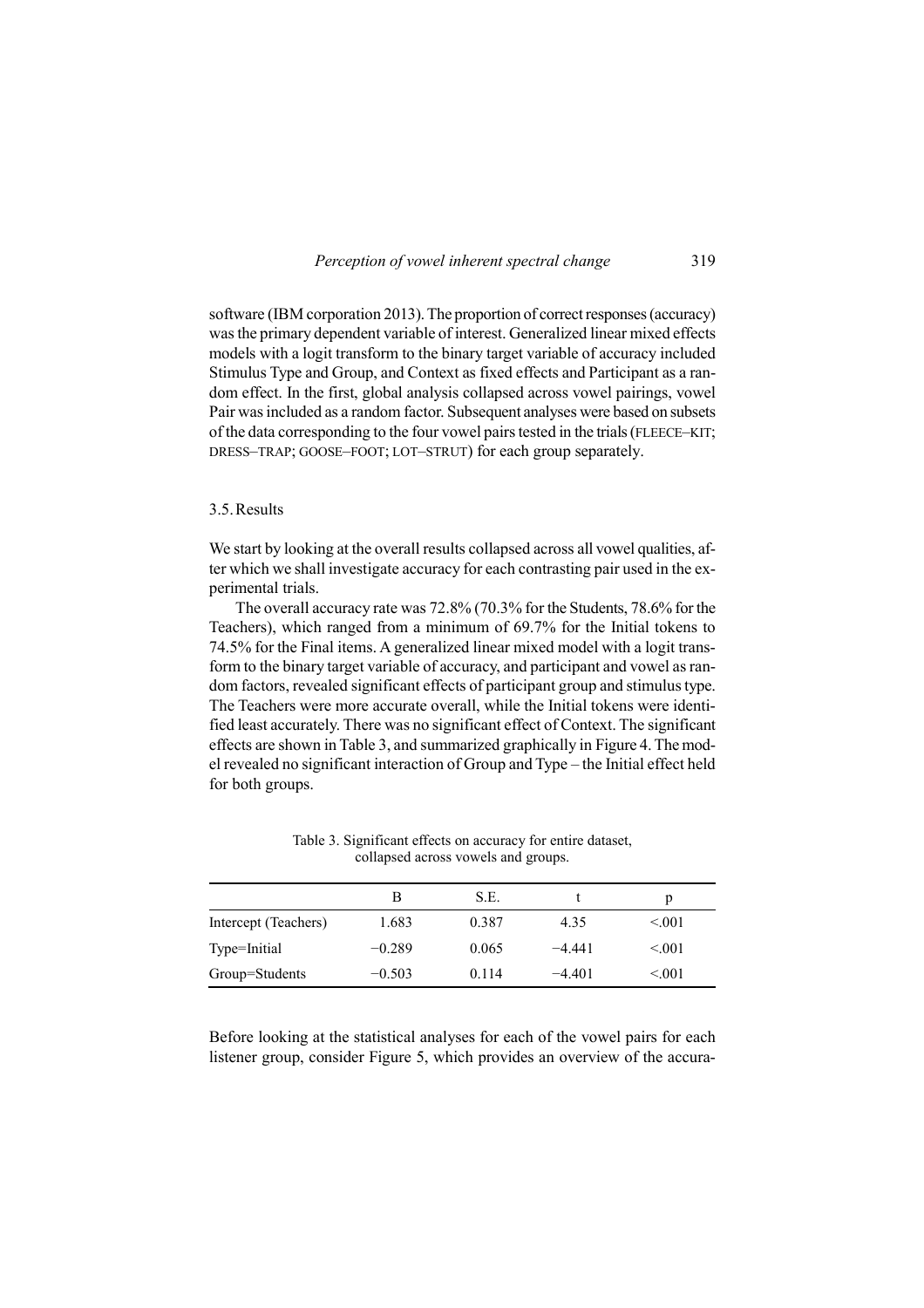software (IBM corporation 2013). The proportion of correct responses (accuracy) was the primary dependent variable of interest. Generalized linear mixed effects models with a logit transform to the binary target variable of accuracy included Stimulus Type and Group, and Context as fixed effects and Participant as a random effect. In the first, global analysis collapsed across vowel pairings, vowel Pair was included as a random factor. Subsequent analyses were based on subsets of the data corresponding to the four vowel pairs tested in the trials (FLEECE–KIT; DRESS–TRAP; GOOSE–FOOT; LOT–STRUT) for each group separately.

### 3.5. Results

We start by looking at the overall results collapsed across all vowel qualities, after which we shall investigate accuracy for each contrasting pair used in the experimental trials.

The overall accuracy rate was 72.8% (70.3% for the Students, 78.6% for the Teachers), which ranged from a minimum of 69.7% for the Initial tokens to 74.5% for the Final items. A generalized linear mixed model with a logit transform to the binary target variable of accuracy, and participant and vowel as random factors, revealed significant effects of participant group and stimulus type. The Teachers were more accurate overall, while the Initial tokens were identified least accurately. There was no significant effect of Context. The significant effects are shown in Table 3, and summarized graphically in Figure 4. The model revealed no significant interaction of Group and Type – the Initial effect held for both groups.

Table 3. Significant effects on accuracy for entire dataset, collapsed across vowels and groups.

| | B | S.E. | t | p |
|---|---|---|---|---|
| Intercept (Teachers) | 1.683 | 0.387 | 4.35 | <.001 |
| Type=Initial | −0.289 | 0.065 | −4.441 | <.001 |
| Group=Students | −0.503 | 0.114 | −4.401 | <.001 |

Before looking at the statistical analyses for each of the vowel pairs for each listener group, consider Figure 5, which provides an overview of the accura-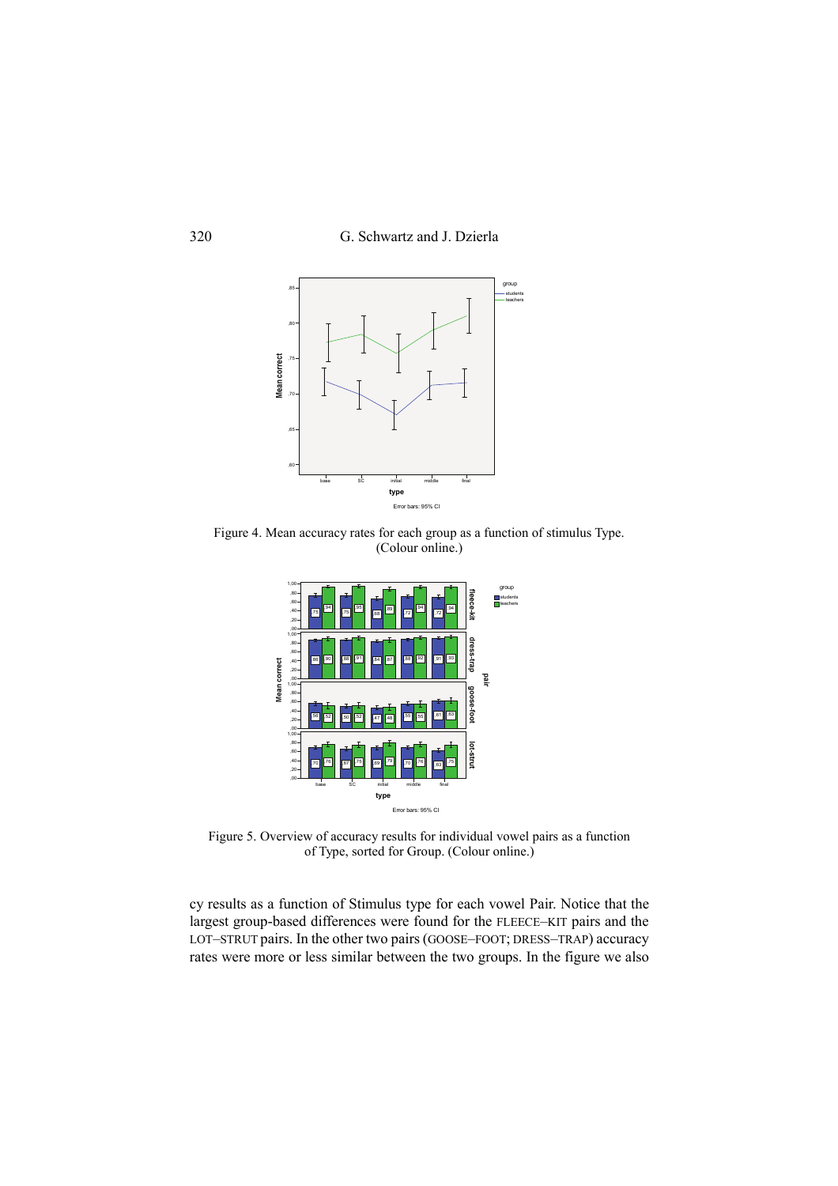Figure 4. Mean accuracy rates for each group as a function of stimulus Type. (Colour online.)

Figure 5. Overview of accuracy results for individual vowel pairs as a function of Type, sorted for Group. (Colour online.)

cy results as a function of Stimulus type for each vowel Pair. Notice that the largest group-based differences were found for the FLEECE–KIT pairs and the LOT–STRUT pairs. In the other two pairs (GOOSE–FOOT; DRESS–TRAP) accuracy rates were more or less similar between the two groups. In the figure we also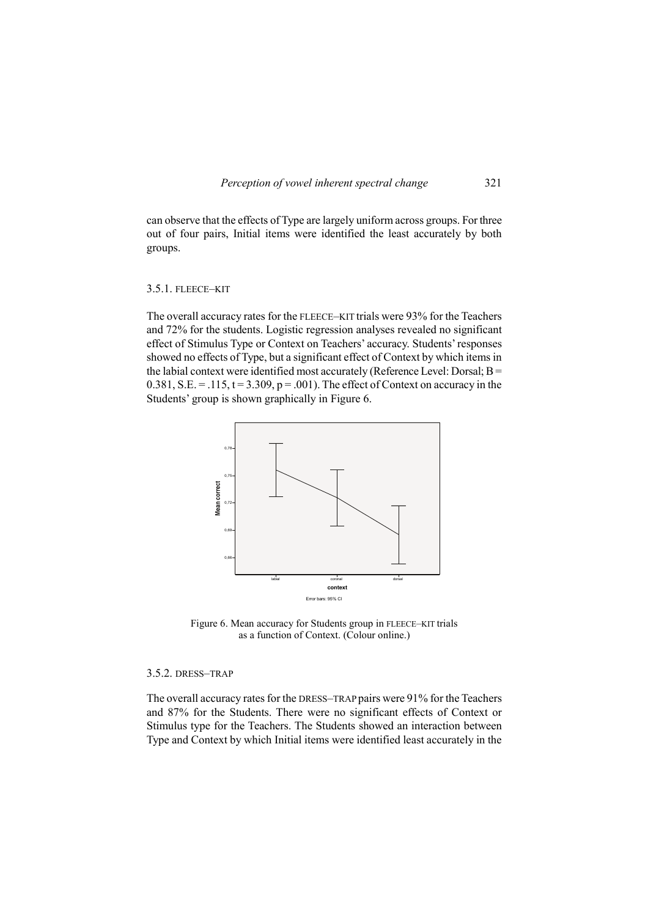can observe that the effects of Type are largely uniform across groups. For three out of four pairs, Initial items were identified the least accurately by both groups.

### 3.5.1. FLEECE–KIT

The overall accuracy rates for the FLEECE–KIT trials were 93% for the Teachers and 72% for the students. Logistic regression analyses revealed no significant effect of Stimulus Type or Context on Teachers' accuracy. Students' responses showed no effects of Type, but a significant effect of Context by which items in the labial context were identified most accurately (Reference Level: Dorsal; B = 0.381, S.E. = .115, t = 3.309, p = .001). The effect of Context on accuracy in the Students' group is shown graphically in Figure 6.

Figure 6. Mean accuracy for Students group in FLEECE–KIT trials as a function of Context. (Colour online.)

### 3.5.2. DRESS–TRAP

The overall accuracy rates for the DRESS–TRAP pairs were 91% for the Teachers and 87% for the Students. There were no significant effects of Context or Stimulus type for the Teachers. The Students showed an interaction between Type and Context by which Initial items were identified least accurately in the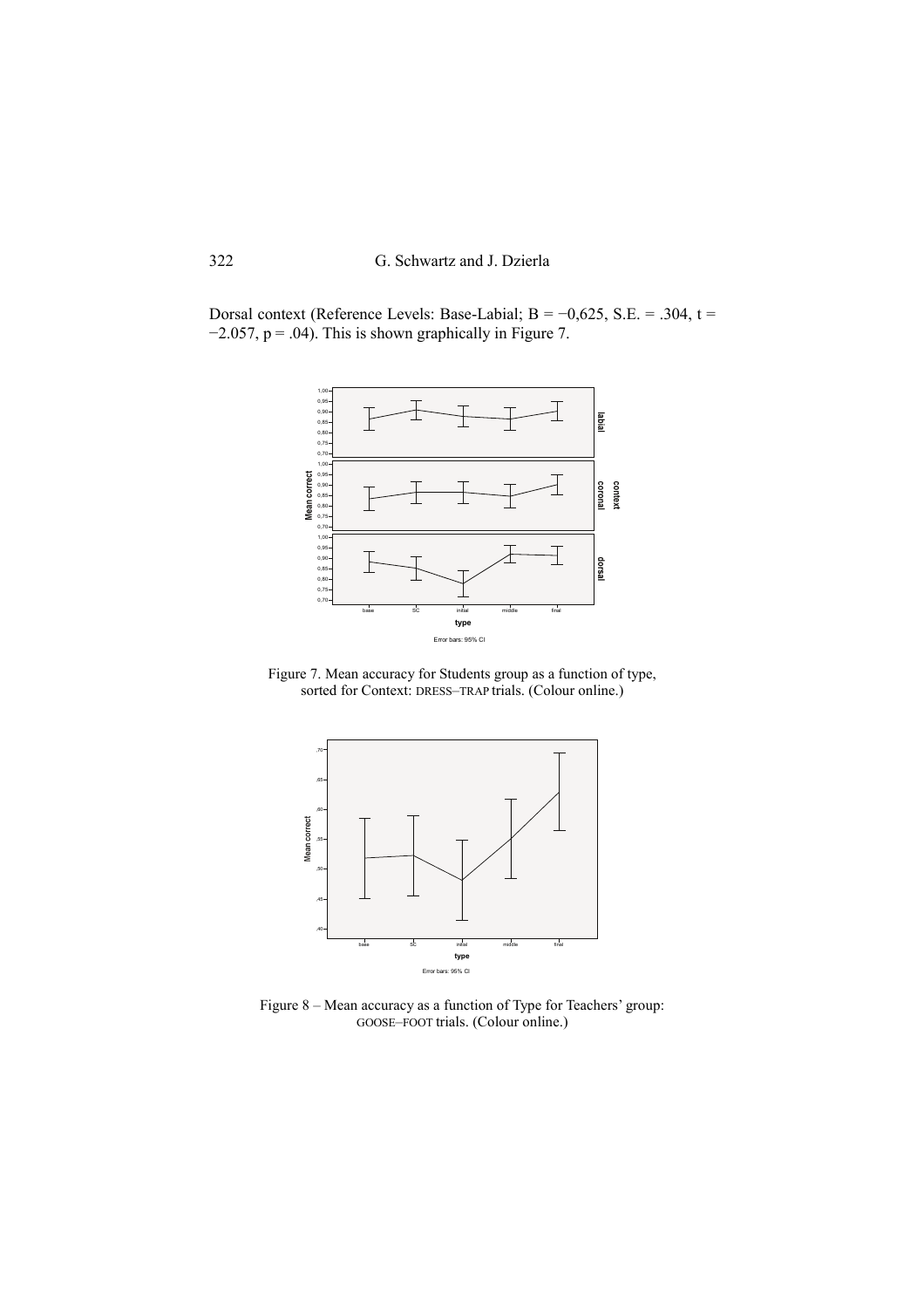Dorsal context (Reference Levels: Base-Labial; B = −0,625, S.E. = .304, t = −2.057, p = .04). This is shown graphically in Figure 7.

Figure 7. Mean accuracy for Students group as a function of type, sorted for Context: DRESS–TRAP trials. (Colour online.)

Figure 8 – Mean accuracy as a function of Type for Teachers' group: GOOSE–FOOT trials. (Colour online.)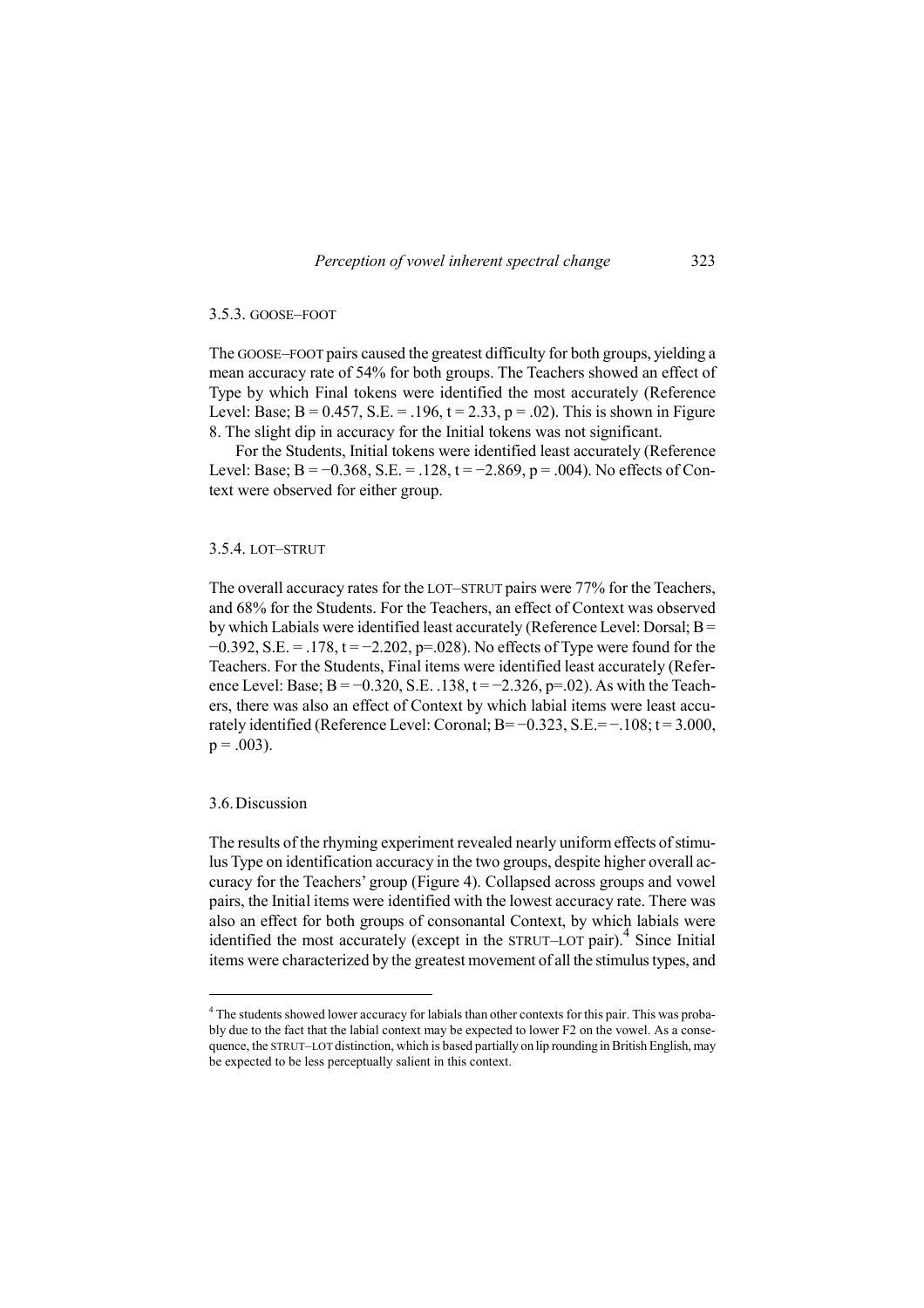### 3.5.3. GOOSE–FOOT

The GOOSE–FOOT pairs caused the greatest difficulty for both groups, yielding a mean accuracy rate of 54% for both groups. The Teachers showed an effect of Type by which Final tokens were identified the most accurately (Reference Level: Base; B = 0.457, S.E. = .196, t = 2.33, p = .02). This is shown in Figure 8. The slight dip in accuracy for the Initial tokens was not significant.

For the Students, Initial tokens were identified least accurately (Reference Level: Base; B = −0.368, S.E. = .128, t = −2.869, p = .004). No effects of Context were observed for either group.

### 3.5.4. LOT–STRUT

The overall accuracy rates for the LOT–STRUT pairs were 77% for the Teachers, and 68% for the Students. For the Teachers, an effect of Context was observed by which Labials were identified least accurately (Reference Level: Dorsal; B = −0.392, S.E. = .178, t = −2.202, p=.028). No effects of Type were found for the Teachers. For the Students, Final items were identified least accurately (Reference Level: Base; B = −0.320, S.E. .138, t = −2.326, p=.02). As with the Teachers, there was also an effect of Context by which labial items were least accurately identified (Reference Level: Coronal; B= −0.323, S.E.= −.108; t = 3.000, p = .003).

## 3.6. Discussion

The results of the rhyming experiment revealed nearly uniform effects of stimulus Type on identification accuracy in the two groups, despite higher overall accuracy for the Teachers' group (Figure 4). Collapsed across groups and vowel pairs, the Initial items were identified with the lowest accuracy rate. There was also an effect for both groups of consonantal Context, by which labials were identified the most accurately (except in the STRUT–LOT pair).[4] Since Initial items were characterized by the greatest movement of all the stimulus types, and

[4] The students showed lower accuracy for labials than other contexts for this pair. This was probably due to the fact that the labial context may be expected to lower F2 on the vowel. As a consequence, the STRUT–LOT distinction, which is based partially on lip rounding in British English, may be expected to be less perceptually salient in this context.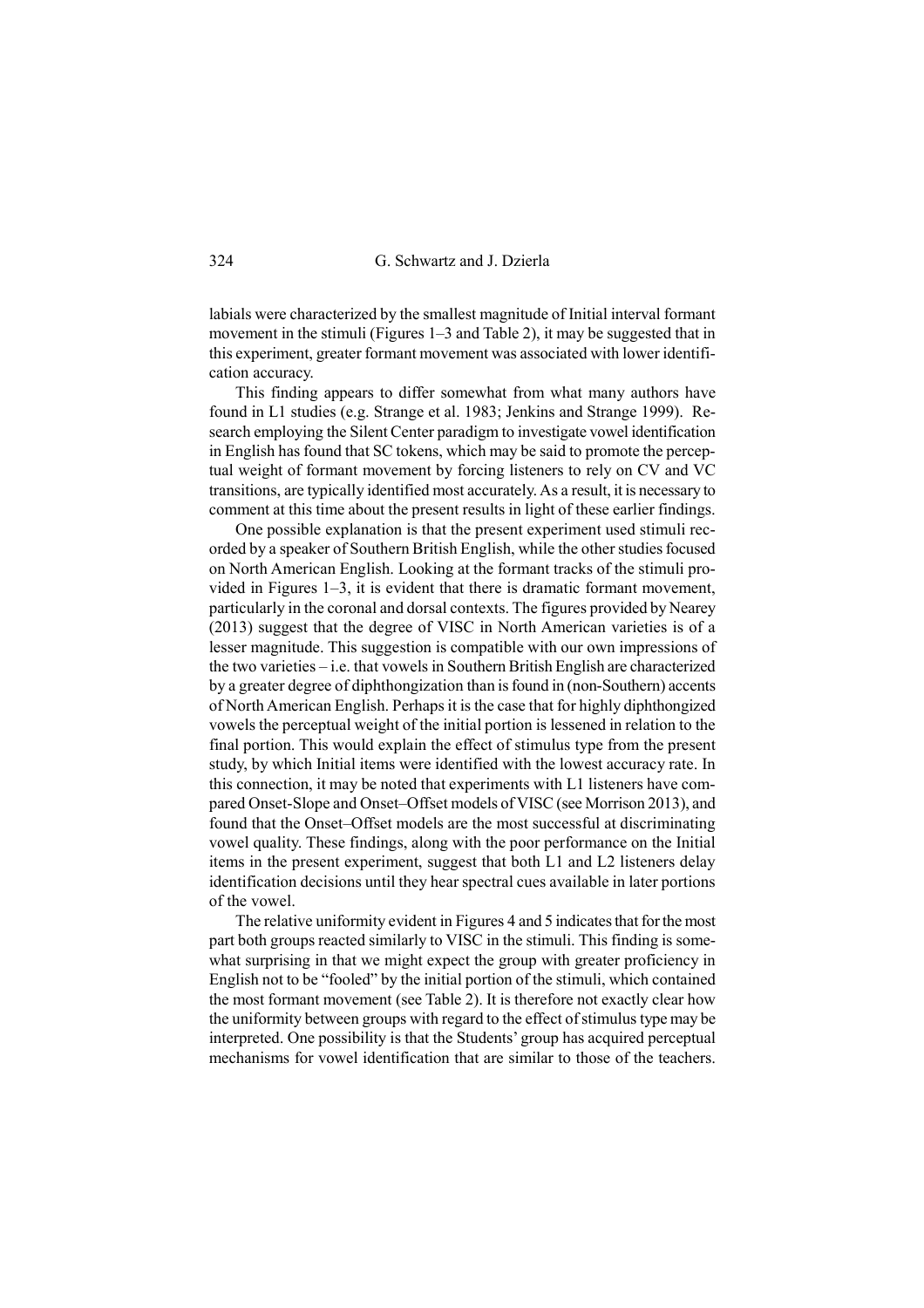labials were characterized by the smallest magnitude of Initial interval formant movement in the stimuli (Figures 1–3 and Table 2), it may be suggested that in this experiment, greater formant movement was associated with lower identification accuracy.

This finding appears to differ somewhat from what many authors have found in L1 studies (e.g. Strange et al. 1983; Jenkins and Strange 1999). Research employing the Silent Center paradigm to investigate vowel identification in English has found that SC tokens, which may be said to promote the perceptual weight of formant movement by forcing listeners to rely on CV and VC transitions, are typically identified most accurately. As a result, it is necessary to comment at this time about the present results in light of these earlier findings.

One possible explanation is that the present experiment used stimuli recorded by a speaker of Southern British English, while the other studies focused on North American English. Looking at the formant tracks of the stimuli provided in Figures 1–3, it is evident that there is dramatic formant movement, particularly in the coronal and dorsal contexts. The figures provided by Nearey (2013) suggest that the degree of VISC in North American varieties is of a lesser magnitude. This suggestion is compatible with our own impressions of the two varieties – i.e. that vowels in Southern British English are characterized by a greater degree of diphthongization than is found in (non-Southern) accents of North American English. Perhaps it is the case that for highly diphthongized vowels the perceptual weight of the initial portion is lessened in relation to the final portion. This would explain the effect of stimulus type from the present study, by which Initial items were identified with the lowest accuracy rate. In this connection, it may be noted that experiments with L1 listeners have compared Onset-Slope and Onset–Offset models of VISC (see Morrison 2013), and found that the Onset–Offset models are the most successful at discriminating vowel quality. These findings, along with the poor performance on the Initial items in the present experiment, suggest that both L1 and L2 listeners delay identification decisions until they hear spectral cues available in later portions of the vowel.

The relative uniformity evident in Figures 4 and 5 indicates that for the most part both groups reacted similarly to VISC in the stimuli. This finding is somewhat surprising in that we might expect the group with greater proficiency in English not to be "fooled" by the initial portion of the stimuli, which contained the most formant movement (see Table 2). It is therefore not exactly clear how the uniformity between groups with regard to the effect of stimulus type may be interpreted. One possibility is that the Students' group has acquired perceptual mechanisms for vowel identification that are similar to those of the teachers.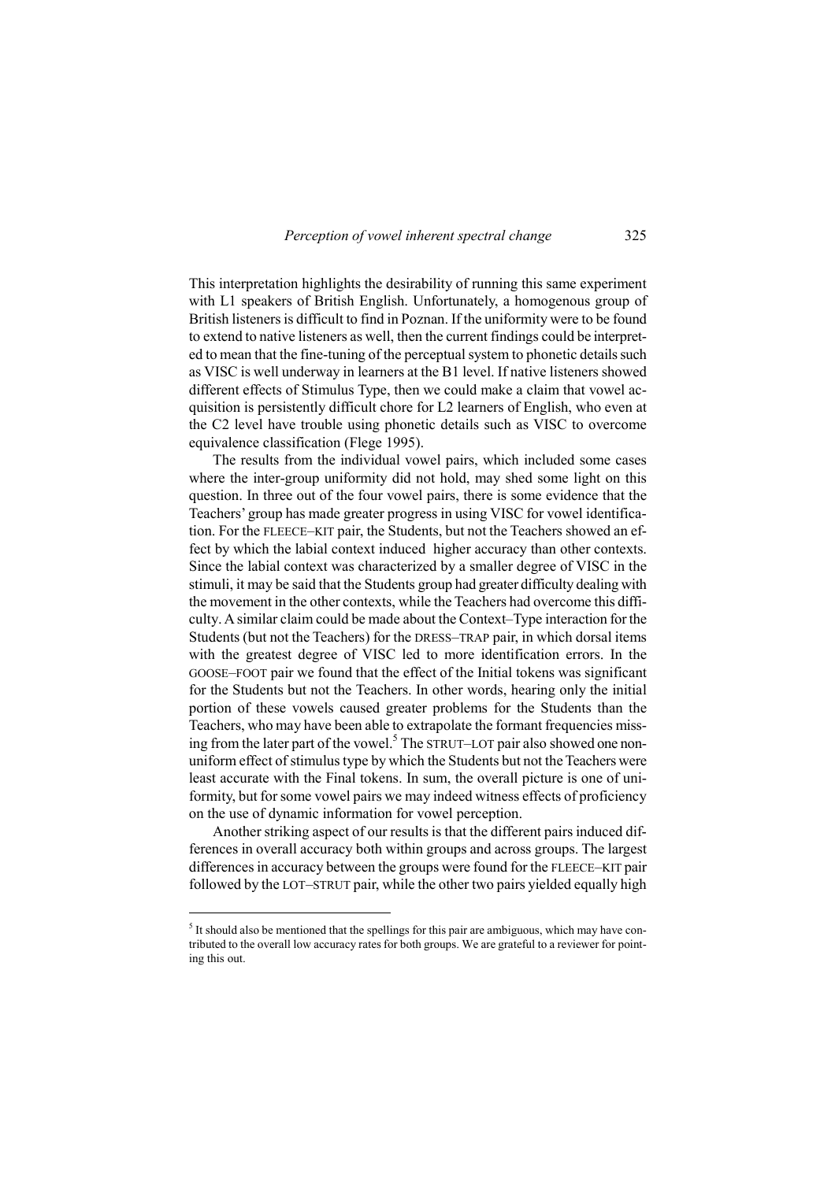This interpretation highlights the desirability of running this same experiment with L1 speakers of British English. Unfortunately, a homogenous group of British listeners is difficult to find in Poznan. If the uniformity were to be found to extend to native listeners as well, then the current findings could be interpreted to mean that the fine-tuning of the perceptual system to phonetic details such as VISC is well underway in learners at the B1 level. If native listeners showed different effects of Stimulus Type, then we could make a claim that vowel acquisition is persistently difficult chore for L2 learners of English, who even at the C2 level have trouble using phonetic details such as VISC to overcome equivalence classification (Flege 1995).

The results from the individual vowel pairs, which included some cases where the inter-group uniformity did not hold, may shed some light on this question. In three out of the four vowel pairs, there is some evidence that the Teachers' group has made greater progress in using VISC for vowel identification. For the FLEECE–KIT pair, the Students, but not the Teachers showed an effect by which the labial context induced higher accuracy than other contexts. Since the labial context was characterized by a smaller degree of VISC in the stimuli, it may be said that the Students group had greater difficulty dealing with the movement in the other contexts, while the Teachers had overcome this difficulty. A similar claim could be made about the Context–Type interaction for the Students (but not the Teachers) for the DRESS–TRAP pair, in which dorsal items with the greatest degree of VISC led to more identification errors. In the GOOSE–FOOT pair we found that the effect of the Initial tokens was significant for the Students but not the Teachers. In other words, hearing only the initial portion of these vowels caused greater problems for the Students than the Teachers, who may have been able to extrapolate the formant frequencies missing from the later part of the vowel.[5] The STRUT–LOT pair also showed one non-uniform effect of stimulus type by which the Students but not the Teachers were least accurate with the Final tokens. In sum, the overall picture is one of uniformity, but for some vowel pairs we may indeed witness effects of proficiency on the use of dynamic information for vowel perception.

Another striking aspect of our results is that the different pairs induced differences in overall accuracy both within groups and across groups. The largest differences in accuracy between the groups were found for the FLEECE–KIT pair followed by the LOT–STRUT pair, while the other two pairs yielded equally high

[5] It should also be mentioned that the spellings for this pair are ambiguous, which may have contributed to the overall low accuracy rates for both groups. We are grateful to a reviewer for pointing this out.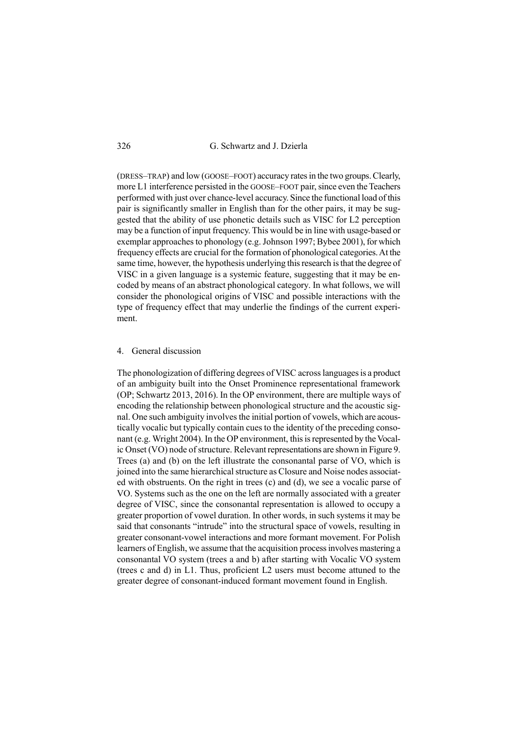(DRESS–TRAP) and low (GOOSE–FOOT) accuracy rates in the two groups. Clearly, more L1 interference persisted in the GOOSE–FOOT pair, since even the Teachers performed with just over chance-level accuracy. Since the functional load of this pair is significantly smaller in English than for the other pairs, it may be suggested that the ability of use phonetic details such as VISC for L2 perception may be a function of input frequency. This would be in line with usage-based or exemplar approaches to phonology (e.g. Johnson 1997; Bybee 2001), for which frequency effects are crucial for the formation of phonological categories. At the same time, however, the hypothesis underlying this research is that the degree of VISC in a given language is a systemic feature, suggesting that it may be encoded by means of an abstract phonological category. In what follows, we will consider the phonological origins of VISC and possible interactions with the type of frequency effect that may underlie the findings of the current experiment.

## 4. General discussion

The phonologization of differing degrees of VISC across languages is a product of an ambiguity built into the Onset Prominence representational framework (OP; Schwartz 2013, 2016). In the OP environment, there are multiple ways of encoding the relationship between phonological structure and the acoustic signal. One such ambiguity involves the initial portion of vowels, which are acoustically vocalic but typically contain cues to the identity of the preceding consonant (e.g. Wright 2004). In the OP environment, this is represented by the Vocalic Onset (VO) node of structure. Relevant representations are shown in Figure 9. Trees (a) and (b) on the left illustrate the consonantal parse of VO, which is joined into the same hierarchical structure as Closure and Noise nodes associated with obstruents. On the right in trees (c) and (d), we see a vocalic parse of VO. Systems such as the one on the left are normally associated with a greater degree of VISC, since the consonantal representation is allowed to occupy a greater proportion of vowel duration. In other words, in such systems it may be said that consonants "intrude" into the structural space of vowels, resulting in greater consonant-vowel interactions and more formant movement. For Polish learners of English, we assume that the acquisition process involves mastering a consonantal VO system (trees a and b) after starting with Vocalic VO system (trees c and d) in L1. Thus, proficient L2 users must become attuned to the greater degree of consonant-induced formant movement found in English.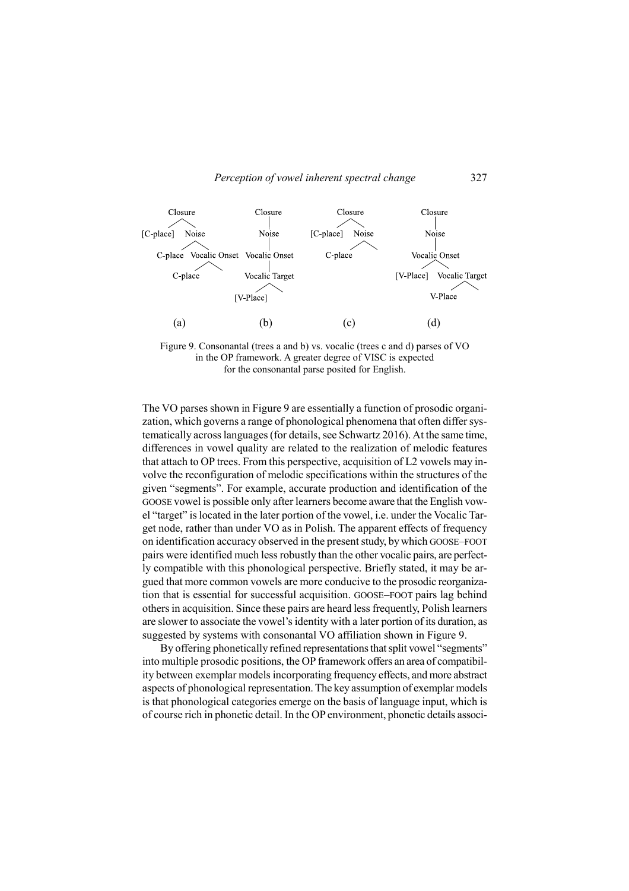Closure
[C-place] Noise
C-place Vocalic Onset
C-place

Closure
Noise
Vocalic Onset
Vocalic Target
[V-Place]

Closure
[C-place] Noise
C-place

Closure
Noise
Vocalic Onset
[V-Place] Vocalic Target
V-Place

(a) (b) (c) (d)

Figure 9. Consonantal (trees a and b) vs. vocalic (trees c and d) parses of VO in the OP framework. A greater degree of VISC is expected for the consonantal parse posited for English.

The VO parses shown in Figure 9 are essentially a function of prosodic organization, which governs a range of phonological phenomena that often differ systematically across languages (for details, see Schwartz 2016). At the same time, differences in vowel quality are related to the realization of melodic features that attach to OP trees. From this perspective, acquisition of L2 vowels may involve the reconfiguration of melodic specifications within the structures of the given "segments". For example, accurate production and identification of the GOOSE vowel is possible only after learners become aware that the English vowel "target" is located in the later portion of the vowel, i.e. under the Vocalic Target node, rather than under VO as in Polish. The apparent effects of frequency on identification accuracy observed in the present study, by which GOOSE–FOOT pairs were identified much less robustly than the other vocalic pairs, are perfectly compatible with this phonological perspective. Briefly stated, it may be argued that more common vowels are more conducive to the prosodic reorganization that is essential for successful acquisition. GOOSE–FOOT pairs lag behind others in acquisition. Since these pairs are heard less frequently, Polish learners are slower to associate the vowel's identity with a later portion of its duration, as suggested by systems with consonantal VO affiliation shown in Figure 9.

By offering phonetically refined representations that split vowel "segments" into multiple prosodic positions, the OP framework offers an area of compatibility between exemplar models incorporating frequency effects, and more abstract aspects of phonological representation. The key assumption of exemplar models is that phonological categories emerge on the basis of language input, which is of course rich in phonetic detail. In the OP environment, phonetic details associ-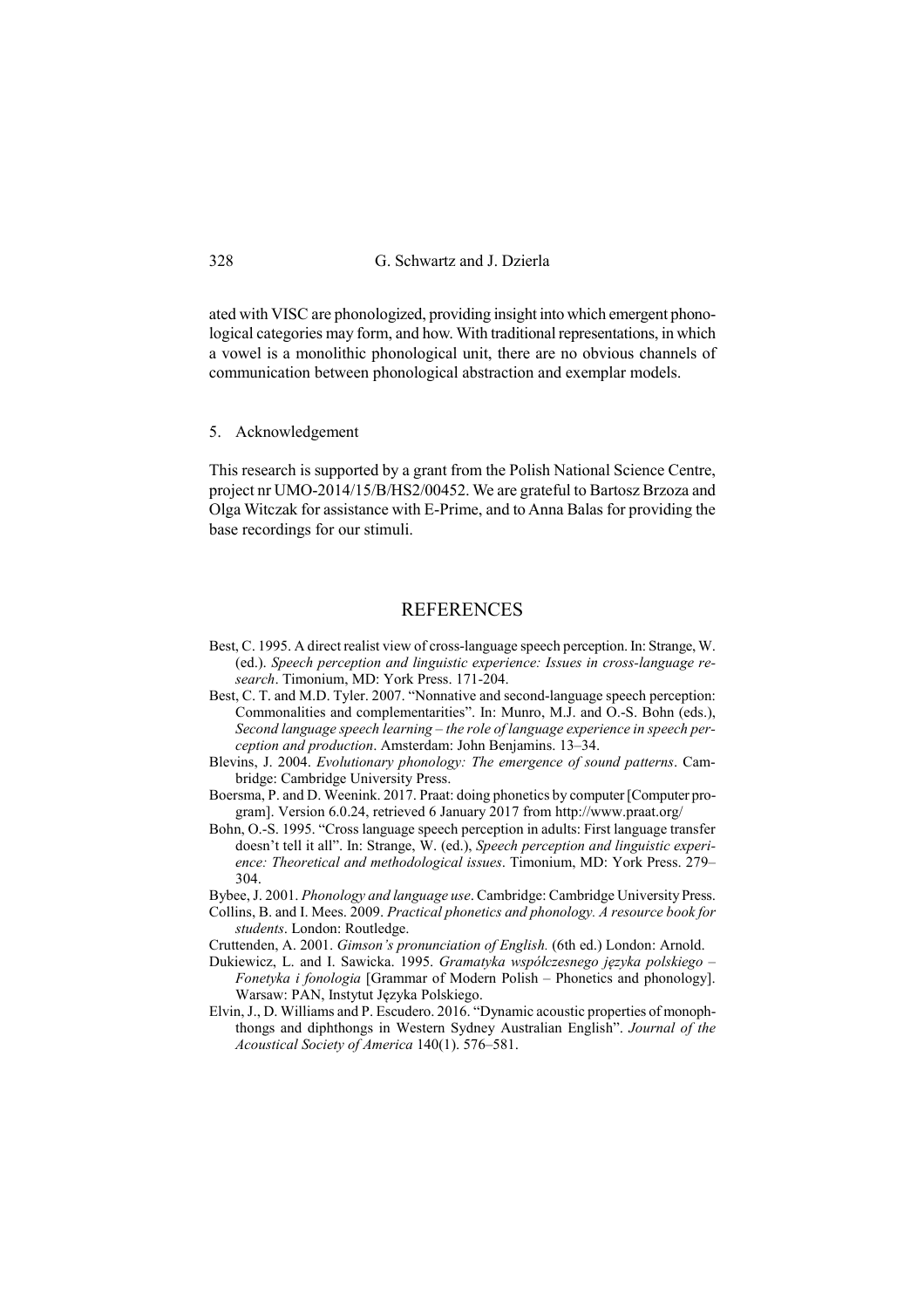ated with VISC are phonologized, providing insight into which emergent phonological categories may form, and how. With traditional representations, in which a vowel is a monolithic phonological unit, there are no obvious channels of communication between phonological abstraction and exemplar models.

## 5. Acknowledgement

This research is supported by a grant from the Polish National Science Centre, project nr UMO-2014/15/B/HS2/00452. We are grateful to Bartosz Brzoza and Olga Witczak for assistance with E-Prime, and to Anna Balas for providing the base recordings for our stimuli.

## REFERENCES

Best, C. 1995. A direct realist view of cross-language speech perception. In: Strange, W. (ed.). *Speech perception and linguistic experience: Issues in cross-language research*. Timonium, MD: York Press. 171-204.

Best, C. T. and M.D. Tyler. 2007. "Nonnative and second-language speech perception: Commonalities and complementarities". In: Munro, M.J. and O.-S. Bohn (eds.), *Second language speech learning – the role of language experience in speech perception and production*. Amsterdam: John Benjamins. 13–34.

Blevins, J. 2004. *Evolutionary phonology: The emergence of sound patterns*. Cambridge: Cambridge University Press.

Boersma, P. and D. Weenink. 2017. Praat: doing phonetics by computer [Computer program]. Version 6.0.24, retrieved 6 January 2017 from http://www.praat.org/

Bohn, O.-S. 1995. "Cross language speech perception in adults: First language transfer doesn't tell it all". In: Strange, W. (ed.), *Speech perception and linguistic experience: Theoretical and methodological issues*. Timonium, MD: York Press. 279–304.

Bybee, J. 2001. *Phonology and language use*. Cambridge: Cambridge University Press.

Collins, B. and I. Mees. 2009. *Practical phonetics and phonology. A resource book for students*. London: Routledge.

Cruttenden, A. 2001. *Gimson's pronunciation of English.* (6th ed.) London: Arnold.

Dukiewicz, L. and I. Sawicka. 1995. *Gramatyka współczesnego języka polskiego – Fonetyka i fonologia* [Grammar of Modern Polish – Phonetics and phonology]. Warsaw: PAN, Instytut Języka Polskiego.

Elvin, J., D. Williams and P. Escudero. 2016. "Dynamic acoustic properties of monophthongs and diphthongs in Western Sydney Australian English". *Journal of the Acoustical Society of America* 140(1). 576–581.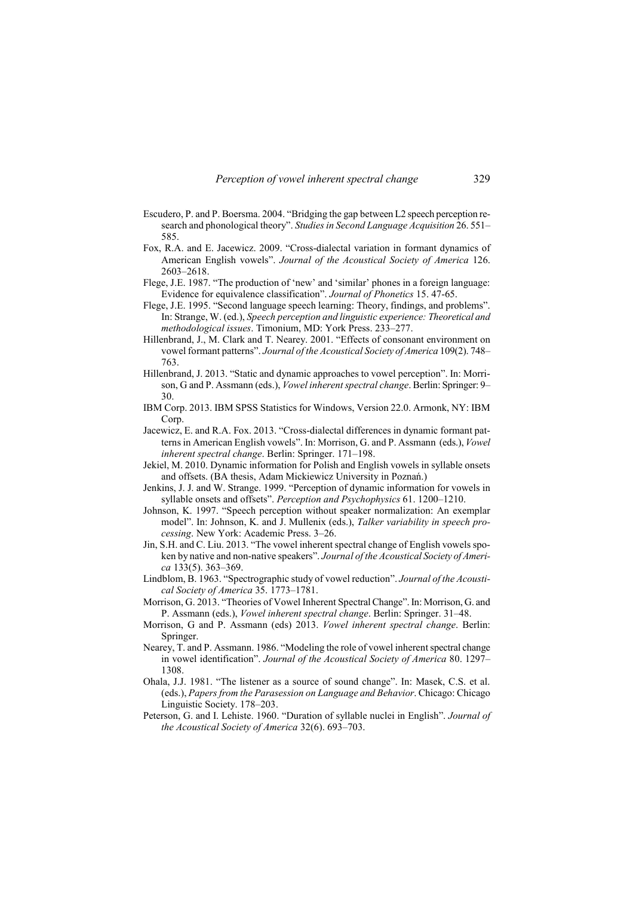Escudero, P. and P. Boersma. 2004. "Bridging the gap between L2 speech perception research and phonological theory". *Studies in Second Language Acquisition* 26. 551–585.

Fox, R.A. and E. Jacewicz. 2009. "Cross-dialectal variation in formant dynamics of American English vowels". *Journal of the Acoustical Society of America* 126. 2603–2618.

Flege, J.E. 1987. "The production of 'new' and 'similar' phones in a foreign language: Evidence for equivalence classification". *Journal of Phonetics* 15. 47-65.

Flege, J.E. 1995. "Second language speech learning: Theory, findings, and problems". In: Strange, W. (ed.), *Speech perception and linguistic experience: Theoretical and methodological issues*. Timonium, MD: York Press. 233–277.

Hillenbrand, J., M. Clark and T. Nearey. 2001. "Effects of consonant environment on vowel formant patterns". *Journal of the Acoustical Society of America* 109(2). 748–763.

Hillenbrand, J. 2013. "Static and dynamic approaches to vowel perception". In: Morrison, G and P. Assmann (eds.), *Vowel inherent spectral change*. Berlin: Springer: 9–30.

IBM Corp. 2013. IBM SPSS Statistics for Windows, Version 22.0. Armonk, NY: IBM Corp.

Jacewicz, E. and R.A. Fox. 2013. "Cross-dialectal differences in dynamic formant patterns in American English vowels". In: Morrison, G. and P. Assmann (eds.), *Vowel inherent spectral change*. Berlin: Springer. 171–198.

Jekiel, M. 2010. Dynamic information for Polish and English vowels in syllable onsets and offsets. (BA thesis, Adam Mickiewicz University in Poznań.)

Jenkins, J. J. and W. Strange. 1999. "Perception of dynamic information for vowels in syllable onsets and offsets". *Perception and Psychophysics* 61. 1200–1210.

Johnson, K. 1997. "Speech perception without speaker normalization: An exemplar model". In: Johnson, K. and J. Mullenix (eds.), *Talker variability in speech processing*. New York: Academic Press. 3–26.

Jin, S.H. and C. Liu. 2013. "The vowel inherent spectral change of English vowels spoken by native and non-native speakers". *Journal of the Acoustical Society of America* 133(5). 363–369.

Lindblom, B. 1963. "Spectrographic study of vowel reduction". *Journal of the Acoustical Society of America* 35. 1773–1781.

Morrison, G. 2013. "Theories of Vowel Inherent Spectral Change". In: Morrison, G. and P. Assmann (eds.), *Vowel inherent spectral change*. Berlin: Springer. 31–48.

Morrison, G and P. Assmann (eds) 2013. *Vowel inherent spectral change*. Berlin: Springer.

Nearey, T. and P. Assmann. 1986. "Modeling the role of vowel inherent spectral change in vowel identification". *Journal of the Acoustical Society of America* 80. 1297–1308.

Ohala, J.J. 1981. "The listener as a source of sound change". In: Masek, C.S. et al. (eds.), *Papers from the Parasession on Language and Behavior*. Chicago: Chicago Linguistic Society. 178–203.

Peterson, G. and I. Lehiste. 1960. "Duration of syllable nuclei in English". *Journal of the Acoustical Society of America* 32(6). 693–703.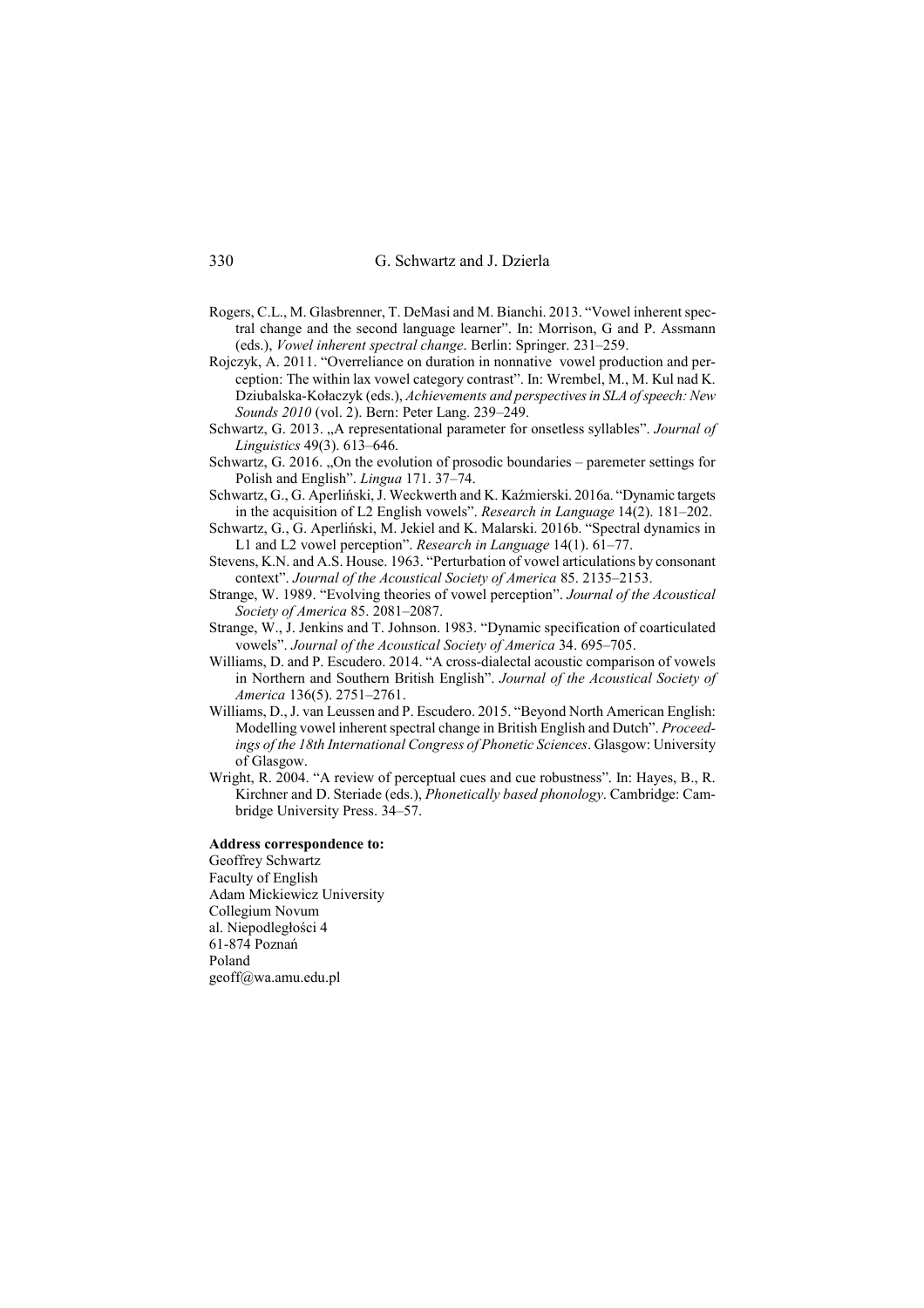Rogers, C.L., M. Glasbrenner, T. DeMasi and M. Bianchi. 2013. "Vowel inherent spectral change and the second language learner". In: Morrison, G and P. Assmann (eds.), *Vowel inherent spectral change*. Berlin: Springer. 231–259.

Rojczyk, A. 2011. "Overreliance on duration in nonnative vowel production and perception: The within lax vowel category contrast". In: Wrembel, M., M. Kul nad K. Dziubalska-Kołaczyk (eds.), *Achievements and perspectives in SLA of speech: New Sounds 2010* (vol. 2). Bern: Peter Lang. 239–249.

Schwartz, G. 2013. „A representational parameter for onsetless syllables". *Journal of Linguistics* 49(3). 613–646.

Schwartz, G. 2016. „On the evolution of prosodic boundaries – paremeter settings for Polish and English". *Lingua* 171. 37–74.

Schwartz, G., G. Aperliński, J. Weckwerth and K. Kaźmierski. 2016a. "Dynamic targets in the acquisition of L2 English vowels". *Research in Language* 14(2). 181–202.

Schwartz, G., G. Aperliński, M. Jekiel and K. Malarski. 2016b. "Spectral dynamics in L1 and L2 vowel perception". *Research in Language* 14(1). 61–77.

Stevens, K.N. and A.S. House. 1963. "Perturbation of vowel articulations by consonant context". *Journal of the Acoustical Society of America* 85. 2135–2153.

Strange, W. 1989. "Evolving theories of vowel perception". *Journal of the Acoustical Society of America* 85. 2081–2087.

Strange, W., J. Jenkins and T. Johnson. 1983. "Dynamic specification of coarticulated vowels". *Journal of the Acoustical Society of America* 34. 695–705.

Williams, D. and P. Escudero. 2014. "A cross-dialectal acoustic comparison of vowels in Northern and Southern British English". *Journal of the Acoustical Society of America* 136(5). 2751–2761.

Williams, D., J. van Leussen and P. Escudero. 2015. "Beyond North American English: Modelling vowel inherent spectral change in British English and Dutch". *Proceedings of the 18th International Congress of Phonetic Sciences*. Glasgow: University of Glasgow.

Wright, R. 2004. "A review of perceptual cues and cue robustness". In: Hayes, B., R. Kirchner and D. Steriade (eds.), *Phonetically based phonology*. Cambridge: Cambridge University Press. 34–57.

**Address correspondence to:**
Geoffrey Schwartz
Faculty of English
Adam Mickiewicz University
Collegium Novum
al. Niepodległości 4
61-874 Poznań
Poland
geoff@wa.amu.edu.pl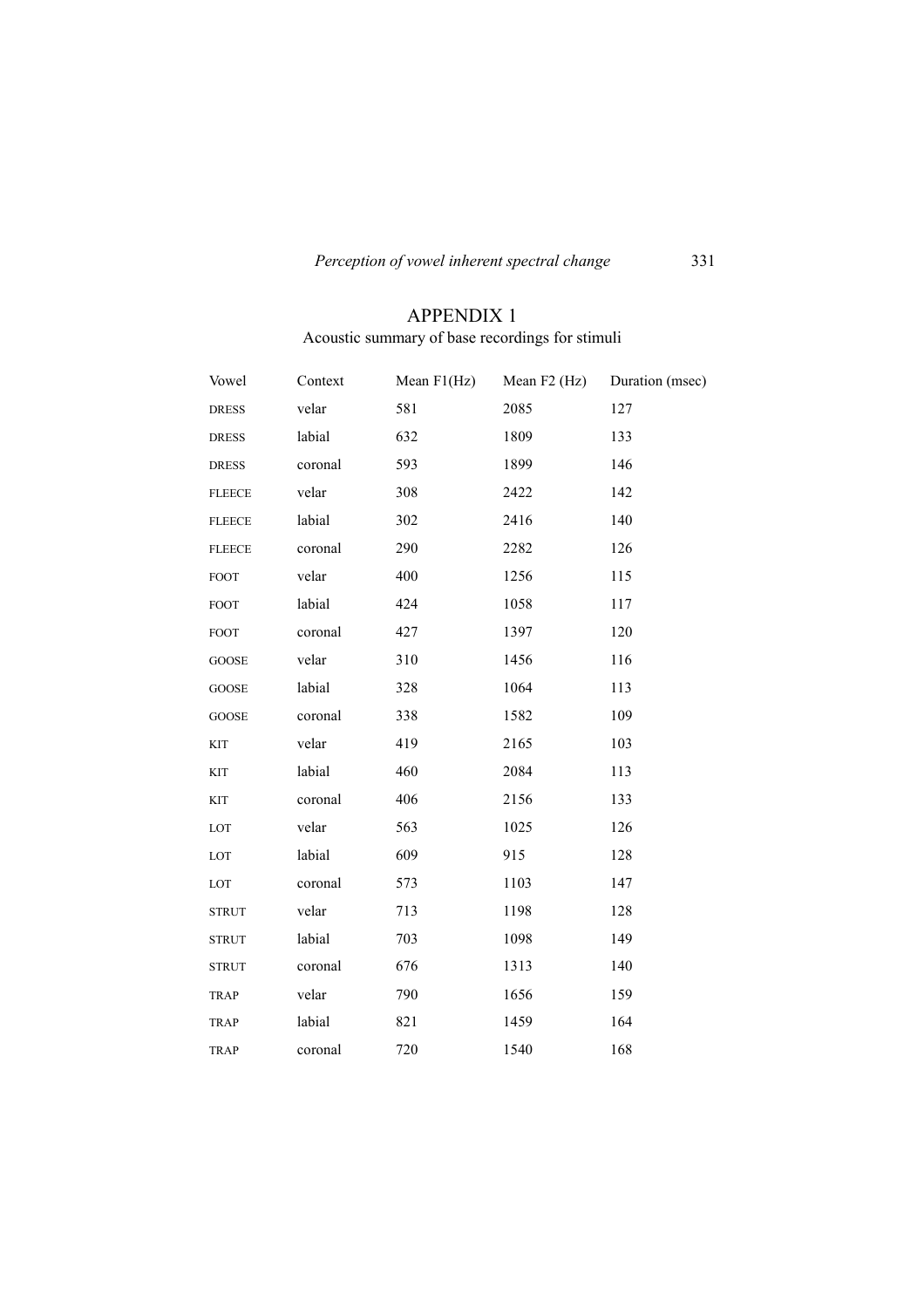## APPENDIX 1

Acoustic summary of base recordings for stimuli

| Vowel | Context | Mean F1(Hz) | Mean F2 (Hz) | Duration (msec) |
|---|---|---|---|---|
| DRESS | velar | 581 | 2085 | 127 |
| DRESS | labial | 632 | 1809 | 133 |
| DRESS | coronal | 593 | 1899 | 146 |
| FLEECE | velar | 308 | 2422 | 142 |
| FLEECE | labial | 302 | 2416 | 140 |
| FLEECE | coronal | 290 | 2282 | 126 |
| FOOT | velar | 400 | 1256 | 115 |
| FOOT | labial | 424 | 1058 | 117 |
| FOOT | coronal | 427 | 1397 | 120 |
| GOOSE | velar | 310 | 1456 | 116 |
| GOOSE | labial | 328 | 1064 | 113 |
| GOOSE | coronal | 338 | 1582 | 109 |
| KIT | velar | 419 | 2165 | 103 |
| KIT | labial | 460 | 2084 | 113 |
| KIT | coronal | 406 | 2156 | 133 |
| LOT | velar | 563 | 1025 | 126 |
| LOT | labial | 609 | 915 | 128 |
| LOT | coronal | 573 | 1103 | 147 |
| STRUT | velar | 713 | 1198 | 128 |
| STRUT | labial | 703 | 1098 | 149 |
| STRUT | coronal | 676 | 1313 | 140 |
| TRAP | velar | 790 | 1656 | 159 |
| TRAP | labial | 821 | 1459 | 164 |
| TRAP | coronal | 720 | 1540 | 168 |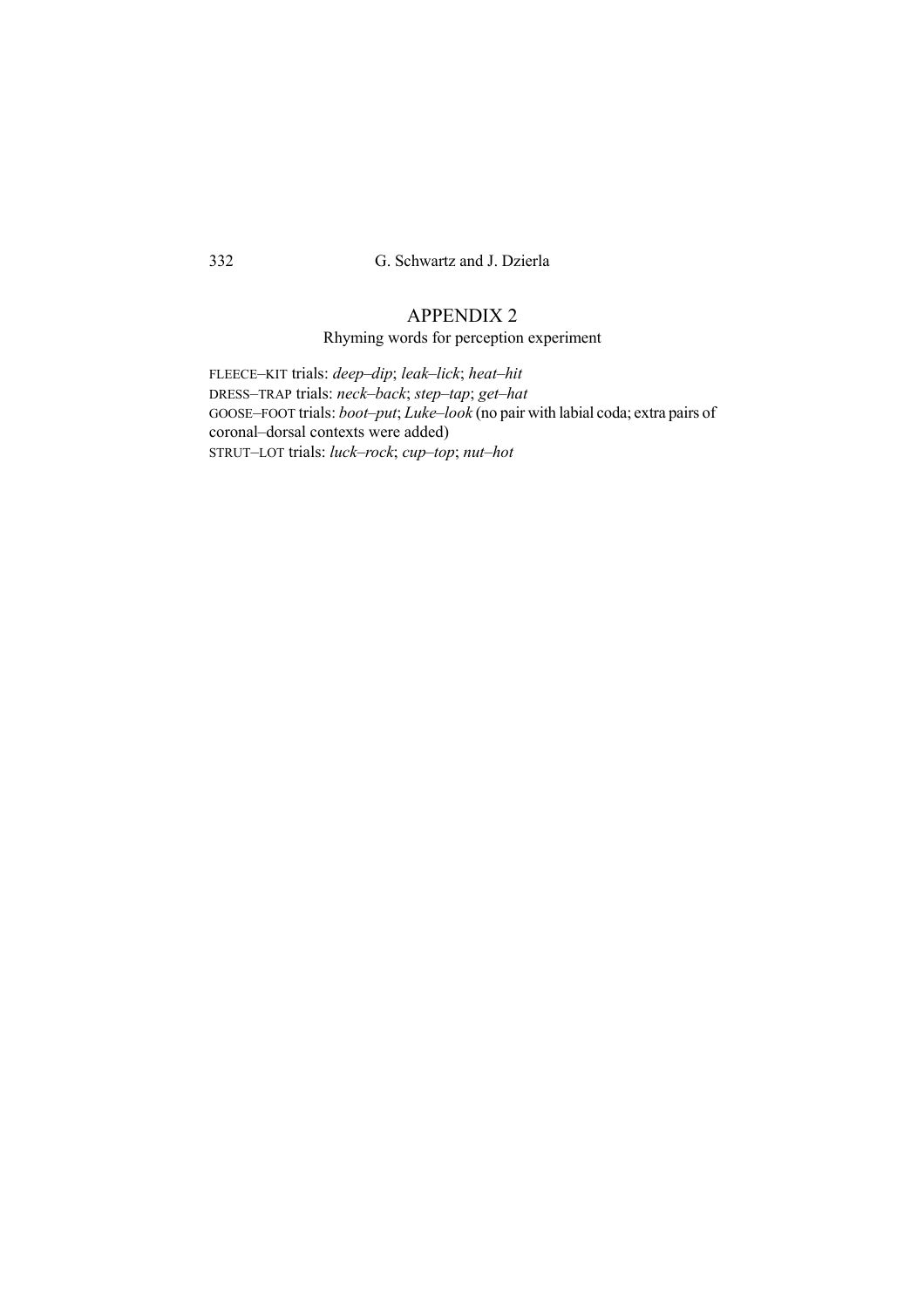# APPENDIX 2

## Rhyming words for perception experiment

FLEECE–KIT trials: *deep–dip*; *leak–lick*; *heat–hit*
DRESS–TRAP trials: *neck–back*; *step–tap*; *get–hat*
GOOSE–FOOT trials: *boot–put*; *Luke–look* (no pair with labial coda; extra pairs of coronal–dorsal contexts were added)
STRUT–LOT trials: *luck–rock*; *cup–top*; *nut–hot*